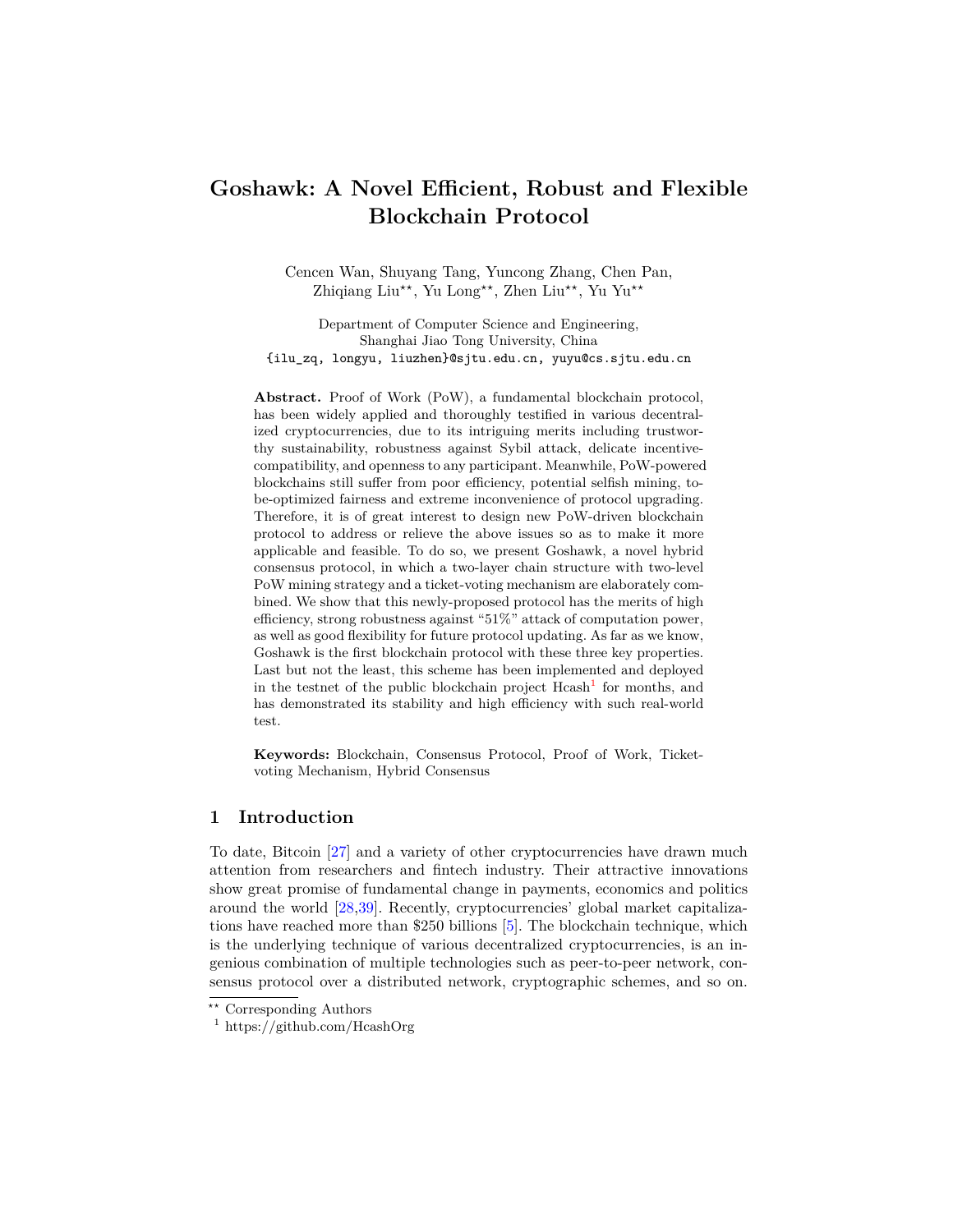# Goshawk: A Novel Efficient, Robust and Flexible Blockchain Protocol

Cencen Wan, Shuyang Tang, Yuncong Zhang, Chen Pan,
Zhiqiang Liu**, Yu Long**, Zhen Liu**, Yu Yu**

Department of Computer Science and Engineering,
Shanghai Jiao Tong University, China
{ilu_zq, longyu, liuzhen}@sjtu.edu.cn, yuyu@cs.sjtu.edu.cn

**Abstract.** Proof of Work (PoW), a fundamental blockchain protocol, has been widely applied and thoroughly testified in various decentralized cryptocurrencies, due to its intriguing merits including trustworthy sustainability, robustness against Sybil attack, delicate incentive-compatibility, and openness to any participant. Meanwhile, PoW-powered blockchains still suffer from poor efficiency, potential selfish mining, to-be-optimized fairness and extreme inconvenience of protocol upgrading. Therefore, it is of great interest to design new PoW-driven blockchain protocol to address or relieve the above issues so as to make it more applicable and feasible. To do so, we present Goshawk, a novel hybrid consensus protocol, in which a two-layer chain structure with two-level PoW mining strategy and a ticket-voting mechanism are elaborately combined. We show that this newly-proposed protocol has the merits of high efficiency, strong robustness against "51%" attack of computation power, as well as good flexibility for future protocol updating. As far as we know, Goshawk is the first blockchain protocol with these three key properties. Last but not the least, this scheme has been implemented and deployed in the testnet of the public blockchain project Hcash[1] for months, and has demonstrated its stability and high efficiency with such real-world test.

**Keywords:** Blockchain, Consensus Protocol, Proof of Work, Ticket-voting Mechanism, Hybrid Consensus

## 1 Introduction

To date, Bitcoin [27] and a variety of other cryptocurrencies have drawn much attention from researchers and fintech industry. Their attractive innovations show great promise of fundamental change in payments, economics and politics around the world [28,39]. Recently, cryptocurrencies' global market capitalizations have reached more than $250 billions [5]. The blockchain technique, which is the underlying technique of various decentralized cryptocurrencies, is an ingenious combination of multiple technologies such as peer-to-peer network, consensus protocol over a distributed network, cryptographic schemes, and so on.

** Corresponding Authors
[1] https://github.com/HcashOrg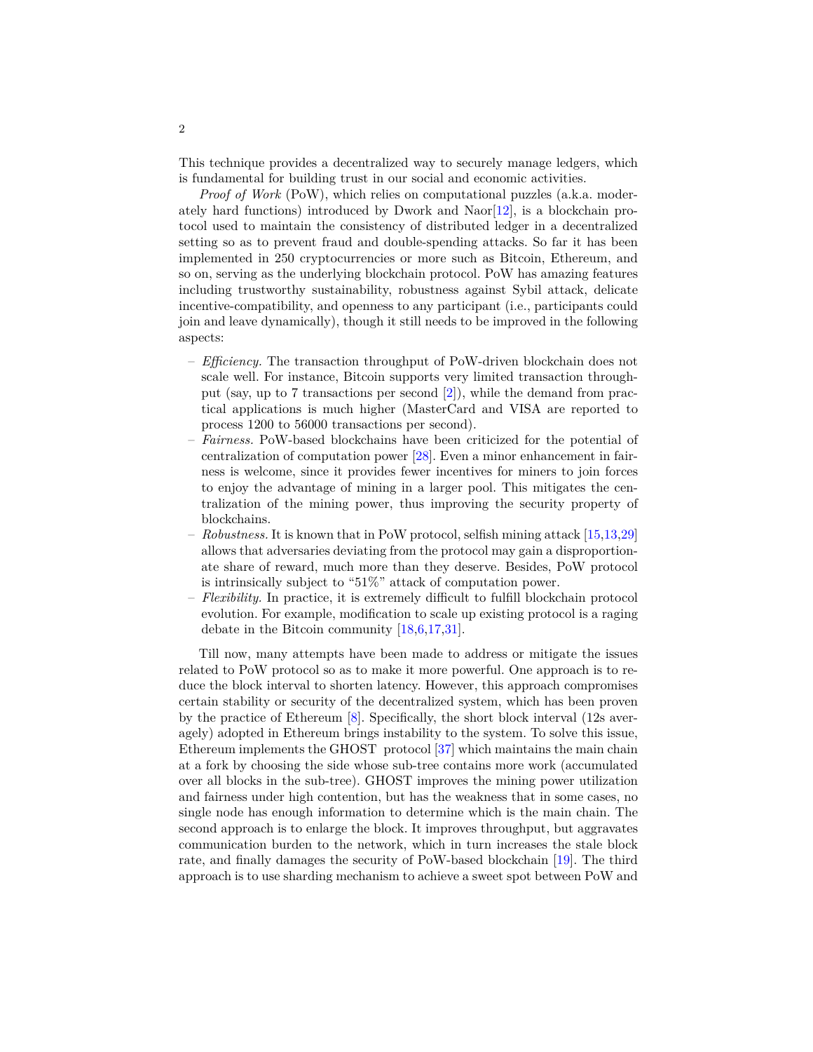This technique provides a decentralized way to securely manage ledgers, which is fundamental for building trust in our social and economic activities.

*Proof of Work* (PoW), which relies on computational puzzles (a.k.a. moderately hard functions) introduced by Dwork and Naor[12], is a blockchain protocol used to maintain the consistency of distributed ledger in a decentralized setting so as to prevent fraud and double-spending attacks. So far it has been implemented in 250 cryptocurrencies or more such as Bitcoin, Ethereum, and so on, serving as the underlying blockchain protocol. PoW has amazing features including trustworthy sustainability, robustness against Sybil attack, delicate incentive-compatibility, and openness to any participant (i.e., participants could join and leave dynamically), though it still needs to be improved in the following aspects:

- *Efficiency.* The transaction throughput of PoW-driven blockchain does not scale well. For instance, Bitcoin supports very limited transaction throughput (say, up to 7 transactions per second [2]), while the demand from practical applications is much higher (MasterCard and VISA are reported to process 1200 to 56000 transactions per second).
- *Fairness.* PoW-based blockchains have been criticized for the potential of centralization of computation power [28]. Even a minor enhancement in fairness is welcome, since it provides fewer incentives for miners to join forces to enjoy the advantage of mining in a larger pool. This mitigates the centralization of the mining power, thus improving the security property of blockchains.
- *Robustness.* It is known that in PoW protocol, selfish mining attack [15,13,29] allows that adversaries deviating from the protocol may gain a disproportionate share of reward, much more than they deserve. Besides, PoW protocol is intrinsically subject to "51%" attack of computation power.
- *Flexibility.* In practice, it is extremely difficult to fulfill blockchain protocol evolution. For example, modification to scale up existing protocol is a raging debate in the Bitcoin community [18,6,17,31].

Till now, many attempts have been made to address or mitigate the issues related to PoW protocol so as to make it more powerful. One approach is to reduce the block interval to shorten latency. However, this approach compromises certain stability or security of the decentralized system, which has been proven by the practice of Ethereum [8]. Specifically, the short block interval (12s averagely) adopted in Ethereum brings instability to the system. To solve this issue, Ethereum implements the GHOST protocol [37] which maintains the main chain at a fork by choosing the side whose sub-tree contains more work (accumulated over all blocks in the sub-tree). GHOST improves the mining power utilization and fairness under high contention, but has the weakness that in some cases, no single node has enough information to determine which is the main chain. The second approach is to enlarge the block. It improves throughput, but aggravates communication burden to the network, which in turn increases the stale block rate, and finally damages the security of PoW-based blockchain [19]. The third approach is to use sharding mechanism to achieve a sweet spot between PoW and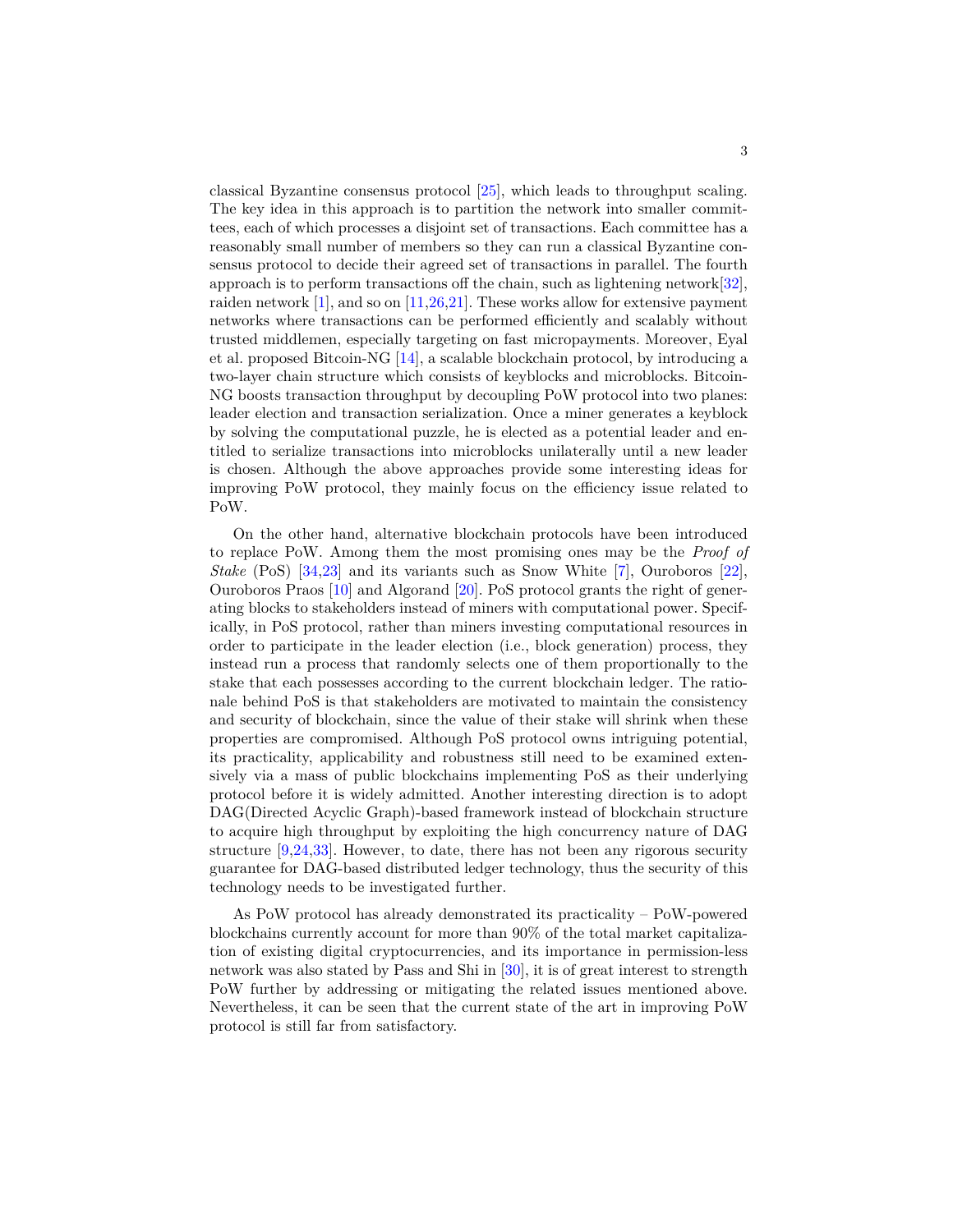classical Byzantine consensus protocol [25], which leads to throughput scaling. The key idea in this approach is to partition the network into smaller committees, each of which processes a disjoint set of transactions. Each committee has a reasonably small number of members so they can run a classical Byzantine consensus protocol to decide their agreed set of transactions in parallel. The fourth approach is to perform transactions off the chain, such as lightening network[32], raiden network [1], and so on [11,26,21]. These works allow for extensive payment networks where transactions can be performed efficiently and scalably without trusted middlemen, especially targeting on fast micropayments. Moreover, Eyal et al. proposed Bitcoin-NG [14], a scalable blockchain protocol, by introducing a two-layer chain structure which consists of keyblocks and microblocks. Bitcoin-NG boosts transaction throughput by decoupling PoW protocol into two planes: leader election and transaction serialization. Once a miner generates a keyblock by solving the computational puzzle, he is elected as a potential leader and entitled to serialize transactions into microblocks unilaterally until a new leader is chosen. Although the above approaches provide some interesting ideas for improving PoW protocol, they mainly focus on the efficiency issue related to PoW.

On the other hand, alternative blockchain protocols have been introduced to replace PoW. Among them the most promising ones may be the *Proof of Stake* (PoS) [34,23] and its variants such as Snow White [7], Ouroboros [22], Ouroboros Praos [10] and Algorand [20]. PoS protocol grants the right of generating blocks to stakeholders instead of miners with computational power. Specifically, in PoS protocol, rather than miners investing computational resources in order to participate in the leader election (i.e., block generation) process, they instead run a process that randomly selects one of them proportionally to the stake that each possesses according to the current blockchain ledger. The rationale behind PoS is that stakeholders are motivated to maintain the consistency and security of blockchain, since the value of their stake will shrink when these properties are compromised. Although PoS protocol owns intriguing potential, its practicality, applicability and robustness still need to be examined extensively via a mass of public blockchains implementing PoS as their underlying protocol before it is widely admitted. Another interesting direction is to adopt DAG(Directed Acyclic Graph)-based framework instead of blockchain structure to acquire high throughput by exploiting the high concurrency nature of DAG structure [9,24,33]. However, to date, there has not been any rigorous security guarantee for DAG-based distributed ledger technology, thus the security of this technology needs to be investigated further.

As PoW protocol has already demonstrated its practicality – PoW-powered blockchains currently account for more than 90% of the total market capitalization of existing digital cryptocurrencies, and its importance in permission-less network was also stated by Pass and Shi in [30], it is of great interest to strength PoW further by addressing or mitigating the related issues mentioned above. Nevertheless, it can be seen that the current state of the art in improving PoW protocol is still far from satisfactory.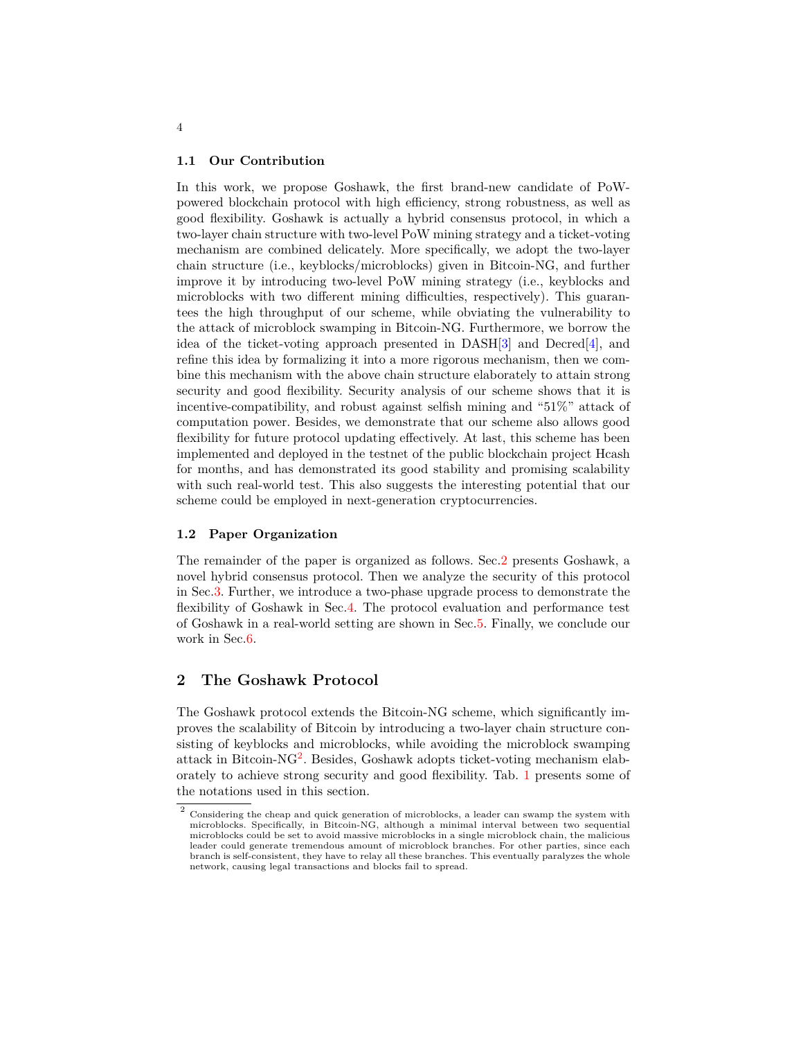### 1.1 Our Contribution

In this work, we propose Goshawk, the first brand-new candidate of PoW-powered blockchain protocol with high efficiency, strong robustness, as well as good flexibility. Goshawk is actually a hybrid consensus protocol, in which a two-layer chain structure with two-level PoW mining strategy and a ticket-voting mechanism are combined delicately. More specifically, we adopt the two-layer chain structure (i.e., keyblocks/microblocks) given in Bitcoin-NG, and further improve it by introducing two-level PoW mining strategy (i.e., keyblocks and microblocks with two different mining difficulties, respectively). This guarantees the high throughput of our scheme, while obviating the vulnerability to the attack of microblock swamping in Bitcoin-NG. Furthermore, we borrow the idea of the ticket-voting approach presented in DASH[3] and Decred[4], and refine this idea by formalizing it into a more rigorous mechanism, then we combine this mechanism with the above chain structure elaborately to attain strong security and good flexibility. Security analysis of our scheme shows that it is incentive-compatibility, and robust against selfish mining and "51%" attack of computation power. Besides, we demonstrate that our scheme also allows good flexibility for future protocol updating effectively. At last, this scheme has been implemented and deployed in the testnet of the public blockchain project Hcash for months, and has demonstrated its good stability and promising scalability with such real-world test. This also suggests the interesting potential that our scheme could be employed in next-generation cryptocurrencies.

### 1.2 Paper Organization

The remainder of the paper is organized as follows. Sec.2 presents Goshawk, a novel hybrid consensus protocol. Then we analyze the security of this protocol in Sec.3. Further, we introduce a two-phase upgrade process to demonstrate the flexibility of Goshawk in Sec.4. The protocol evaluation and performance test of Goshawk in a real-world setting are shown in Sec.5. Finally, we conclude our work in Sec.6.

## 2 The Goshawk Protocol

The Goshawk protocol extends the Bitcoin-NG scheme, which significantly improves the scalability of Bitcoin by introducing a two-layer chain structure consisting of keyblocks and microblocks, while avoiding the microblock swamping attack in Bitcoin-NG[2]. Besides, Goshawk adopts ticket-voting mechanism elaborately to achieve strong security and good flexibility. Tab. 1 presents some of the notations used in this section.

[2] Considering the cheap and quick generation of microblocks, a leader can swamp the system with microblocks. Specifically, in Bitcoin-NG, although a minimal interval between two sequential microblocks could be set to avoid massive microblocks in a single microblock chain, the malicious leader could generate tremendous amount of microblock branches. For other parties, since each branch is self-consistent, they have to relay all these branches. This eventually paralyzes the whole network, causing legal transactions and blocks fail to spread.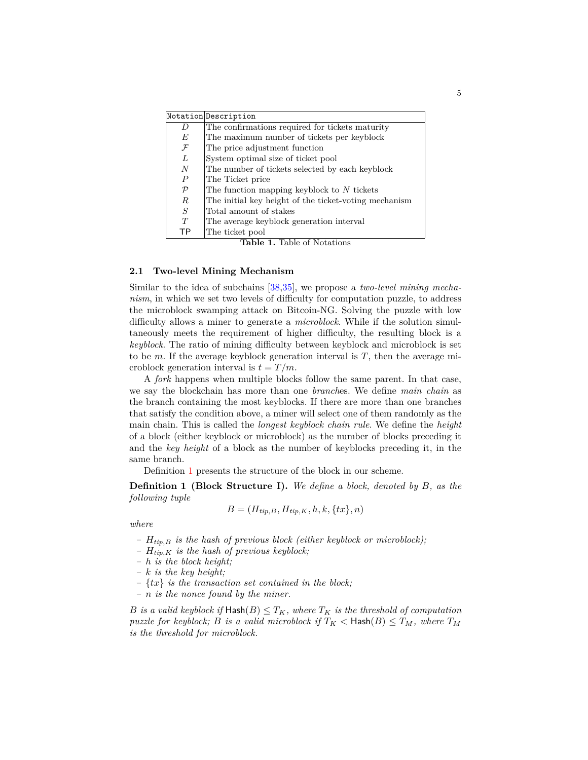| Notation | Description |
|---|---|
| $D$ | The confirmations required for tickets maturity |
| $E$ | The maximum number of tickets per keyblock |
| $\mathcal{F}$ | The price adjustment function |
| $L$ | System optimal size of ticket pool |
| $N$ | The number of tickets selected by each keyblock |
| $P$ | The Ticket price |
| $\mathcal{P}$ | The function mapping keyblock to $N$ tickets |
| $R$ | The initial key height of the ticket-voting mechanism |
| $S$ | Total amount of stakes |
| $T$ | The average keyblock generation interval |
| $\mathsf{TP}$ | The ticket pool |

**Table 1.** Table of Notations

### 2.1 Two-level Mining Mechanism

Similar to the idea of subchains [38,35], we propose a *two-level mining mechanism*, in which we set two levels of difficulty for computation puzzle, to address the microblock swamping attack on Bitcoin-NG. Solving the puzzle with low difficulty allows a miner to generate a *microblock*. While if the solution simultaneously meets the requirement of higher difficulty, the resulting block is a *keyblock*. The ratio of mining difficulty between keyblock and microblock is set to be $m$. If the average keyblock generation interval is $T$, then the average microblock generation interval is $t = T/m$.

A *fork* happens when multiple blocks follow the same parent. In that case, we say the blockchain has more than one *branch*es. We define *main chain* as the branch containing the most keyblocks. If there are more than one branches that satisfy the condition above, a miner will select one of them randomly as the main chain. This is called the *longest keyblock chain rule*. We define the *height* of a block (either keyblock or microblock) as the number of blocks preceding it and the *key height* of a block as the number of keyblocks preceding it, in the same branch.

Definition 1 presents the structure of the block in our scheme.

**Definition 1 (Block Structure I).** *We define a block, denoted by $B$, as the following tuple*

$$B = (H_{tip,B}, H_{tip,K}, h, k, \{tx\}, n)$$

*where*

- $H_{tip,B}$ *is the hash of previous block (either keyblock or microblock);*
- $H_{tip,K}$ *is the hash of previous keyblock;*
- $h$ *is the block height;*
- $k$ *is the key height;*
- $\{tx\}$ *is the transaction set contained in the block;*
- $n$ *is the nonce found by the miner.*

*$B$ is a valid keyblock if $\mathsf{Hash}(B) \leq T_K$, where $T_K$ is the threshold of computation puzzle for keyblock; $B$ is a valid microblock if $T_K < \mathsf{Hash}(B) \leq T_M$, where $T_M$ is the threshold for microblock.*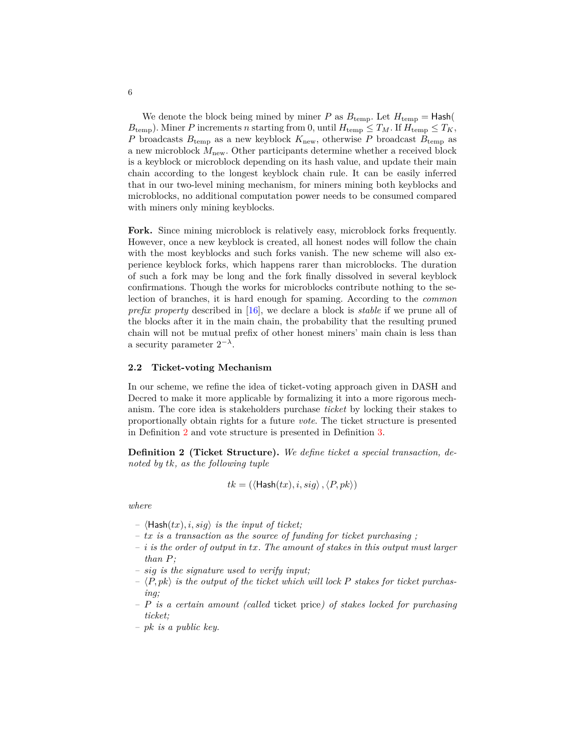We denote the block being mined by miner $P$ as $B_{\text{temp}}$. Let $H_{\text{temp}} = \mathsf{Hash}(B_{\text{temp}})$. Miner $P$ increments $n$ starting from 0, until $H_{\text{temp}} \leq T_M$. If $H_{\text{temp}} \leq T_K$, $P$ broadcasts $B_{\text{temp}}$ as a new keyblock $K_{\text{new}}$, otherwise $P$ broadcast $B_{\text{temp}}$ as a new microblock $M_{\text{new}}$. Other participants determine whether a received block is a keyblock or microblock depending on its hash value, and update their main chain according to the longest keyblock chain rule. It can be easily inferred that in our two-level mining mechanism, for miners mining both keyblocks and microblocks, no additional computation power needs to be consumed compared with miners only mining keyblocks.

**Fork.** Since mining microblock is relatively easy, microblock forks frequently. However, once a new keyblock is created, all honest nodes will follow the chain with the most keyblocks and such forks vanish. The new scheme will also experience keyblock forks, which happens rarer than microblocks. The duration of such a fork may be long and the fork finally dissolved in several keyblock confirmations. Though the works for microblocks contribute nothing to the selection of branches, it is hard enough for spaming. According to the *common prefix property* described in [16], we declare a block is *stable* if we prune all of the blocks after it in the main chain, the probability that the resulting pruned chain will not be mutual prefix of other honest miners' main chain is less than a security parameter $2^{-\lambda}$.

### 2.2 Ticket-voting Mechanism

In our scheme, we refine the idea of ticket-voting approach given in DASH and Decred to make it more applicable by formalizing it into a more rigorous mechanism. The core idea is stakeholders purchase *ticket* by locking their stakes to proportionally obtain rights for a future *vote*. The ticket structure is presented in Definition 2 and vote structure is presented in Definition 3.

**Definition 2 (Ticket Structure).** *We define ticket a special transaction, denoted by $tk$, as the following tuple*

$$tk = (\langle \mathsf{Hash}(tx), i, sig \rangle, \langle P, pk \rangle)$$

*where*

- $\langle \mathsf{Hash}(tx), i, sig \rangle$ *is the input of ticket;*
- $tx$ *is a transaction as the source of funding for ticket purchasing ;*
- $i$ *is the order of output in $tx$. The amount of stakes in this output must larger than $P$;*
- $sig$ *is the signature used to verify input;*
- $\langle P, pk \rangle$ *is the output of the ticket which will lock $P$ stakes for ticket purchasing;*
- $P$ *is a certain amount (called* ticket price*) of stakes locked for purchasing ticket;*
- $pk$ *is a public key.*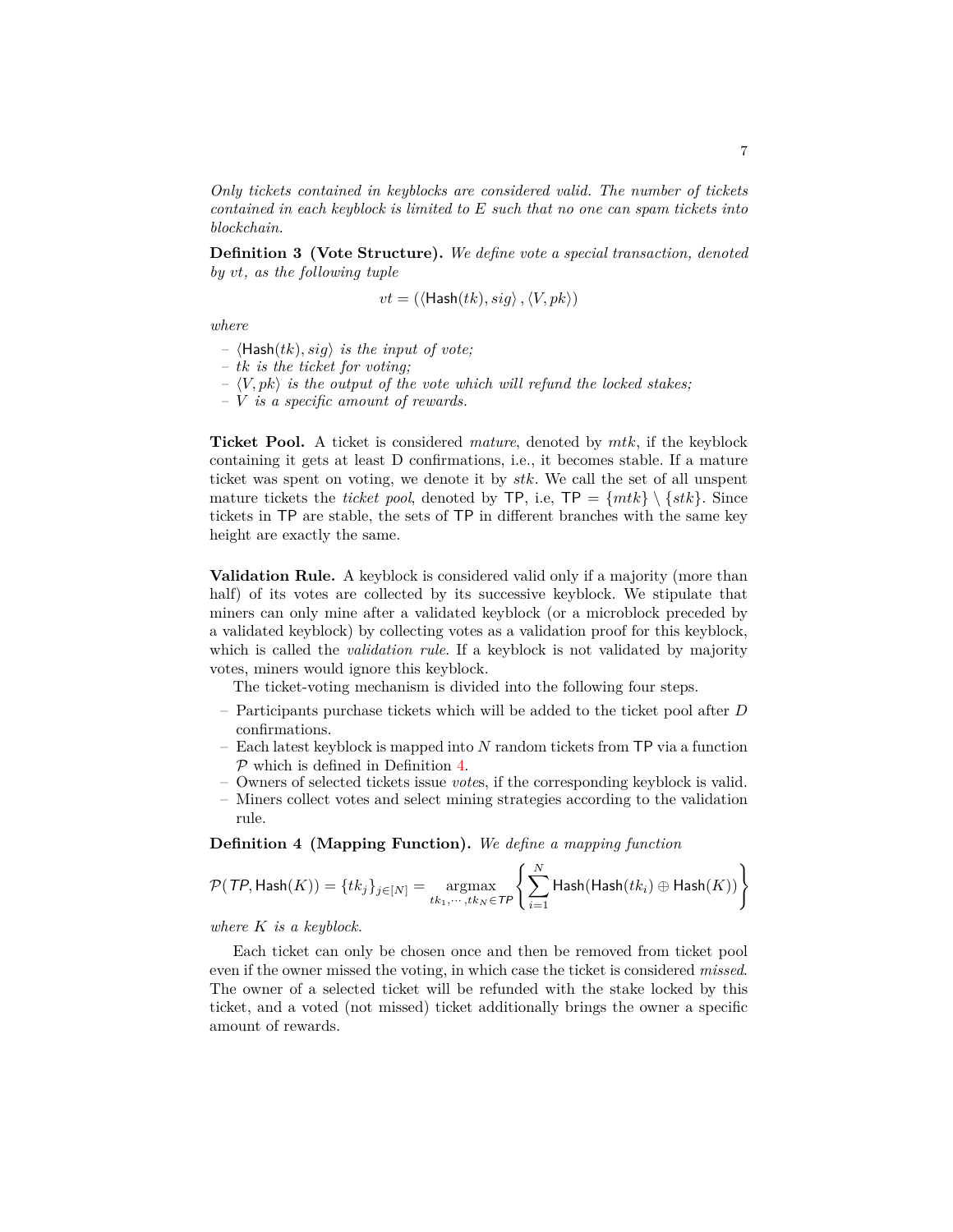*Only tickets contained in keyblocks are considered valid. The number of tickets contained in each keyblock is limited to $E$ such that no one can spam tickets into blockchain.*

**Definition 3 (Vote Structure).** *We define vote a special transaction, denoted by $vt$, as the following tuple*

$$vt = (\langle \mathsf{Hash}(tk), sig \rangle, \langle V, pk \rangle)$$

*where*

- $\langle \mathsf{Hash}(tk), sig \rangle$ *is the input of vote;*
- $tk$ *is the ticket for voting;*
- $\langle V, pk \rangle$ *is the output of the vote which will refund the locked stakes;*
- $V$ *is a specific amount of rewards.*

**Ticket Pool.** A ticket is considered *mature*, denoted by $mtk$, if the keyblock containing it gets at least D confirmations, i.e., it becomes stable. If a mature ticket was spent on voting, we denote it by $stk$. We call the set of all unspent mature tickets the *ticket pool*, denoted by $\mathsf{TP}$, i.e, $\mathsf{TP} = \{mtk\} \setminus \{stk\}$. Since tickets in $\mathsf{TP}$ are stable, the sets of $\mathsf{TP}$ in different branches with the same key height are exactly the same.

**Validation Rule.** A keyblock is considered valid only if a majority (more than half) of its votes are collected by its successive keyblock. We stipulate that miners can only mine after a validated keyblock (or a microblock preceded by a validated keyblock) by collecting votes as a validation proof for this keyblock, which is called the *validation rule*. If a keyblock is not validated by majority votes, miners would ignore this keyblock.

The ticket-voting mechanism is divided into the following four steps.

- Participants purchase tickets which will be added to the ticket pool after $D$ confirmations.
- Each latest keyblock is mapped into $N$ random tickets from $\mathsf{TP}$ via a function $\mathcal{P}$ which is defined in Definition 4.
- Owners of selected tickets issue *vote*s, if the corresponding keyblock is valid.
- Miners collect votes and select mining strategies according to the validation rule.

**Definition 4 (Mapping Function).** *We define a mapping function*

$$\mathcal{P}(\mathit{TP}, \mathsf{Hash}(K)) = \{tk_j\}_{j \in [N]} = \underset{tk_1, \cdots, tk_N \in \mathit{TP}}{\operatorname{argmax}} \left\{ \sum_{i=1}^{N} \mathsf{Hash}(\mathsf{Hash}(tk_i) \oplus \mathsf{Hash}(K)) \right\}$$

*where $K$ is a keyblock.*

Each ticket can only be chosen once and then be removed from ticket pool even if the owner missed the voting, in which case the ticket is considered *missed*. The owner of a selected ticket will be refunded with the stake locked by this ticket, and a voted (not missed) ticket additionally brings the owner a specific amount of rewards.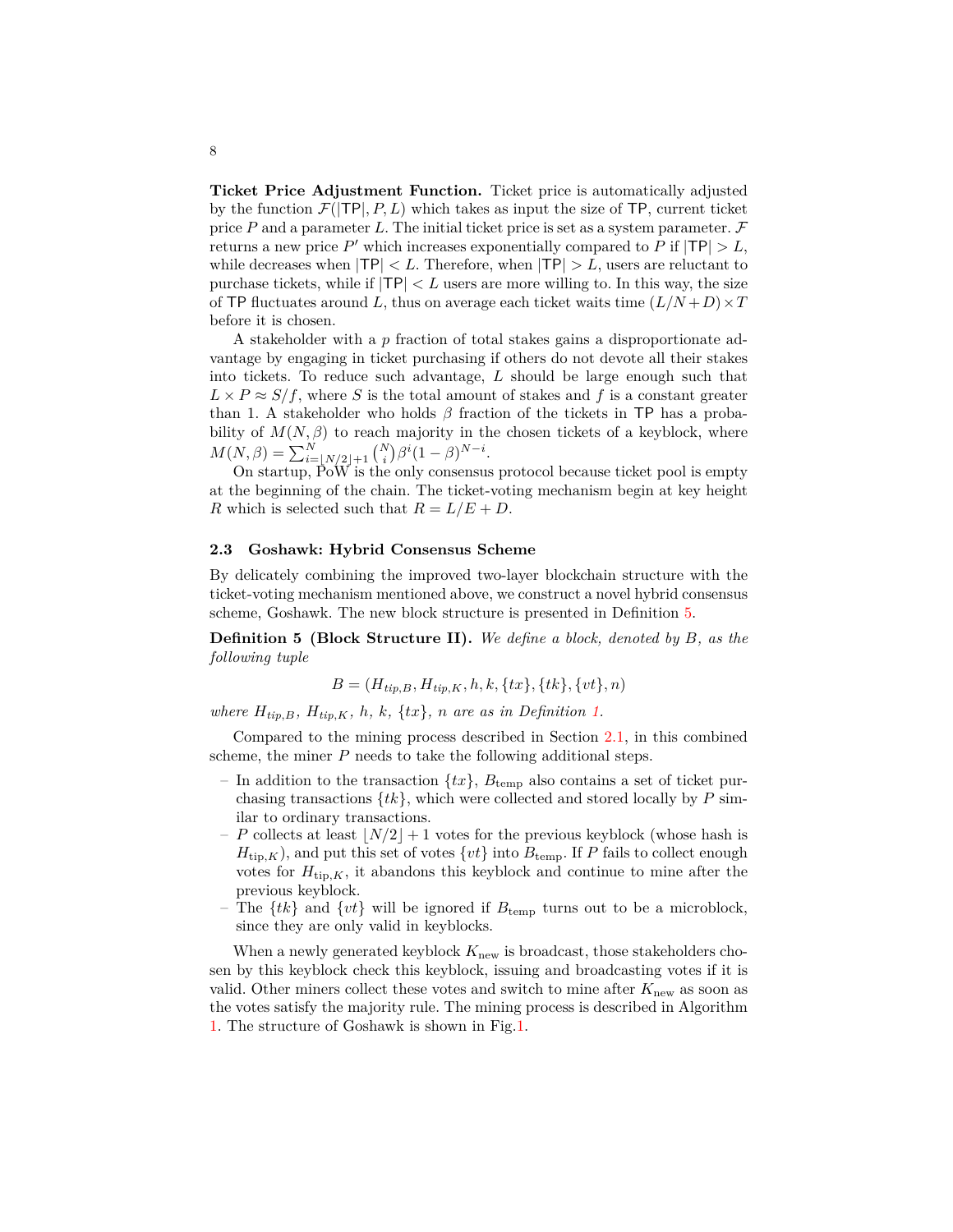**Ticket Price Adjustment Function.** Ticket price is automatically adjusted by the function $\mathcal{F}(|\mathsf{TP}|, P, L)$ which takes as input the size of $\mathsf{TP}$, current ticket price $P$ and a parameter $L$. The initial ticket price is set as a system parameter. $\mathcal{F}$ returns a new price $P'$ which increases exponentially compared to $P$ if $|\mathsf{TP}| > L$, while decreases when $|\mathsf{TP}| < L$. Therefore, when $|\mathsf{TP}| > L$, users are reluctant to purchase tickets, while if $|\mathsf{TP}| < L$ users are more willing to. In this way, the size of $\mathsf{TP}$ fluctuates around $L$, thus on average each ticket waits time $(L/N + D) \times T$ before it is chosen.

A stakeholder with a $p$ fraction of total stakes gains a disproportionate advantage by engaging in ticket purchasing if others do not devote all their stakes into tickets. To reduce such advantage, $L$ should be large enough such that $L \times P \approx S/f$, where $S$ is the total amount of stakes and $f$ is a constant greater than 1. A stakeholder who holds $\beta$ fraction of the tickets in $\mathsf{TP}$ has a probability of $M(N, \beta)$ to reach majority in the chosen tickets of a keyblock, where $M(N, \beta) = \sum_{i=\lfloor N/2 \rfloor + 1}^{N} \binom{N}{i} \beta^i (1-\beta)^{N-i}$.

On startup, PoW is the only consensus protocol because ticket pool is empty at the beginning of the chain. The ticket-voting mechanism begin at key height $R$ which is selected such that $R = L/E + D$.

### 2.3 Goshawk: Hybrid Consensus Scheme

By delicately combining the improved two-layer blockchain structure with the ticket-voting mechanism mentioned above, we construct a novel hybrid consensus scheme, Goshawk. The new block structure is presented in Definition 5.

**Definition 5 (Block Structure II).** *We define a block, denoted by $B$, as the following tuple*

$$B = (H_{tip,B}, H_{tip,K}, h, k, \{tx\}, \{tk\}, \{vt\}, n)$$

*where $H_{tip,B}$, $H_{tip,K}$, $h$, $k$, $\{tx\}$, $n$ are as in Definition 1.*

Compared to the mining process described in Section 2.1, in this combined scheme, the miner $P$ needs to take the following additional steps.

- In addition to the transaction $\{tx\}$, $B_{\text{temp}}$ also contains a set of ticket purchasing transactions $\{tk\}$, which were collected and stored locally by $P$ similar to ordinary transactions.
- $P$ collects at least $\lfloor N/2 \rfloor + 1$ votes for the previous keyblock (whose hash is $H_{\text{tip},K}$), and put this set of votes $\{vt\}$ into $B_{\text{temp}}$. If $P$ fails to collect enough votes for $H_{\text{tip},K}$, it abandons this keyblock and continue to mine after the previous keyblock.
- The $\{tk\}$ and $\{vt\}$ will be ignored if $B_{\text{temp}}$ turns out to be a microblock, since they are only valid in keyblocks.

When a newly generated keyblock $K_{\text{new}}$ is broadcast, those stakeholders chosen by this keyblock check this keyblock, issuing and broadcasting votes if it is valid. Other miners collect these votes and switch to mine after $K_{\text{new}}$ as soon as the votes satisfy the majority rule. The mining process is described in Algorithm 1. The structure of Goshawk is shown in Fig.1.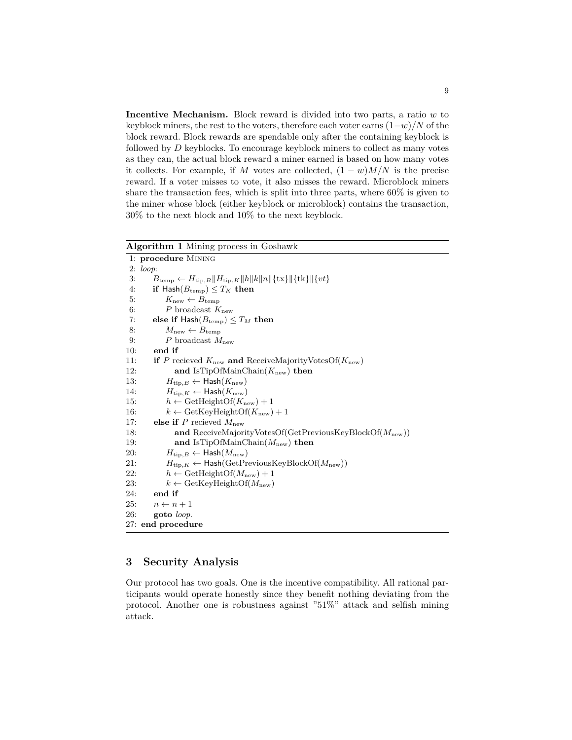**Incentive Mechanism.** Block reward is divided into two parts, a ratio $w$ to keyblock miners, the rest to the voters, therefore each voter earns $(1-w)/N$ of the block reward. Block rewards are spendable only after the containing keyblock is followed by $D$ keyblocks. To encourage keyblock miners to collect as many votes as they can, the actual block reward a miner earned is based on how many votes it collects. For example, if $M$ votes are collected, $(1-w)M/N$ is the precise reward. If a voter misses to vote, it also misses the reward. Microblock miners share the transaction fees, which is split into three parts, where 60% is given to the miner whose block (either keyblock or microblock) contains the transaction, 30% to the next block and 10% to the next keyblock.

**Algorithm 1** Mining process in Goshawk

```
 1: procedure MINING
 2: loop:
 3:     B_temp ← H_tip,B || H_tip,K || h || k || n || {tx} || {tk} || {vt}
 4:     if Hash(B_temp) ≤ T_K then
 5:         K_new ← B_temp
 6:         P broadcast K_new
 7:     else if Hash(B_temp) ≤ T_M then
 8:         M_new ← B_temp
 9:         P broadcast M_new
10:     end if
11:     if P recieved K_new and ReceiveMajorityVotesOf(K_new)
12:            and IsTipOfMainChain(K_new) then
13:         H_tip,B ← Hash(K_new)
14:         H_tip,K ← Hash(K_new)
15:         h ← GetHeightOf(K_new) + 1
16:         k ← GetKeyHeightOf(K_new) + 1
17:     else if P recieved M_new
18:            and ReceiveMajorityVotesOf(GetPreviousKeyBlockOf(M_new))
19:            and IsTipOfMainChain(M_new) then
20:         H_tip,B ← Hash(M_new)
21:         H_tip,K ← Hash(GetPreviousKeyBlockOf(M_new))
22:         h ← GetHeightOf(M_new) + 1
23:         k ← GetKeyHeightOf(M_new)
24:     end if
25:     n ← n + 1
26:     goto loop.
27: end procedure
```

## 3 Security Analysis

Our protocol has two goals. One is the incentive compatibility. All rational participants would operate honestly since they benefit nothing deviating from the protocol. Another one is robustness against "51%" attack and selfish mining attack.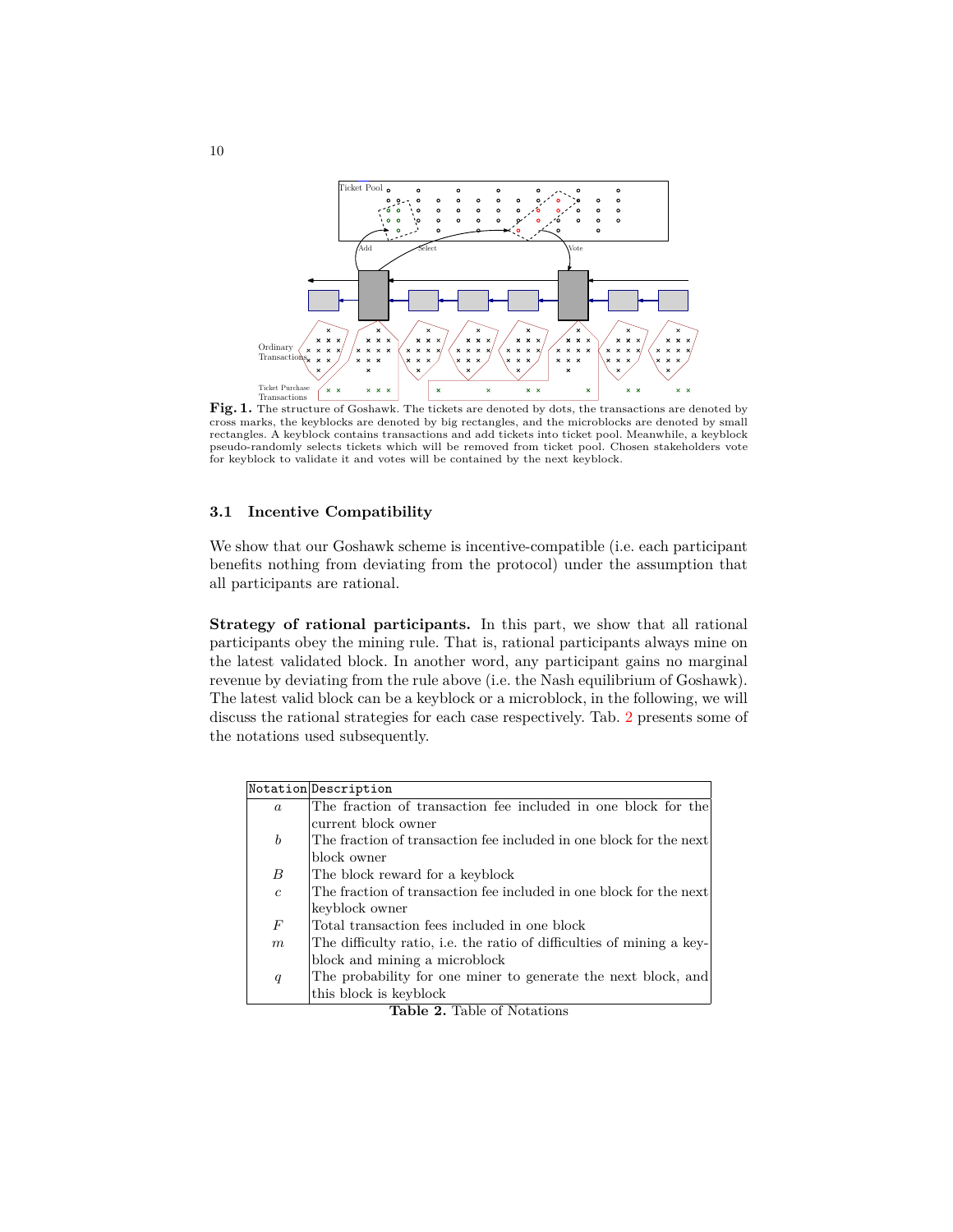**Fig. 1.** The structure of Goshawk. The tickets are denoted by dots, the transactions are denoted by cross marks, the keyblocks are denoted by big rectangles, and the microblocks are denoted by small rectangles. A keyblock contains transactions and add tickets into ticket pool. Meanwhile, a keyblock pseudo-randomly selects tickets which will be removed from ticket pool. Chosen stakeholders vote for keyblock to validate it and votes will be contained by the next keyblock.

### 3.1 Incentive Compatibility

We show that our Goshawk scheme is incentive-compatible (i.e. each participant benefits nothing from deviating from the protocol) under the assumption that all participants are rational.

**Strategy of rational participants.** In this part, we show that all rational participants obey the mining rule. That is, rational participants always mine on the latest validated block. In another word, any participant gains no marginal revenue by deviating from the rule above (i.e. the Nash equilibrium of Goshawk). The latest valid block can be a keyblock or a microblock, in the following, we will discuss the rational strategies for each case respectively. Tab. 2 presents some of the notations used subsequently.

| Notation | Description |
|---|---|
| $a$ | The fraction of transaction fee included in one block for the current block owner |
| $b$ | The fraction of transaction fee included in one block for the next block owner |
| $B$ | The block reward for a keyblock |
| $c$ | The fraction of transaction fee included in one block for the next keyblock owner |
| $F$ | Total transaction fees included in one block |
| $m$ | The difficulty ratio, i.e. the ratio of difficulties of mining a keyblock and mining a microblock |
| $q$ | The probability for one miner to generate the next block, and this block is keyblock |

**Table 2.** Table of Notations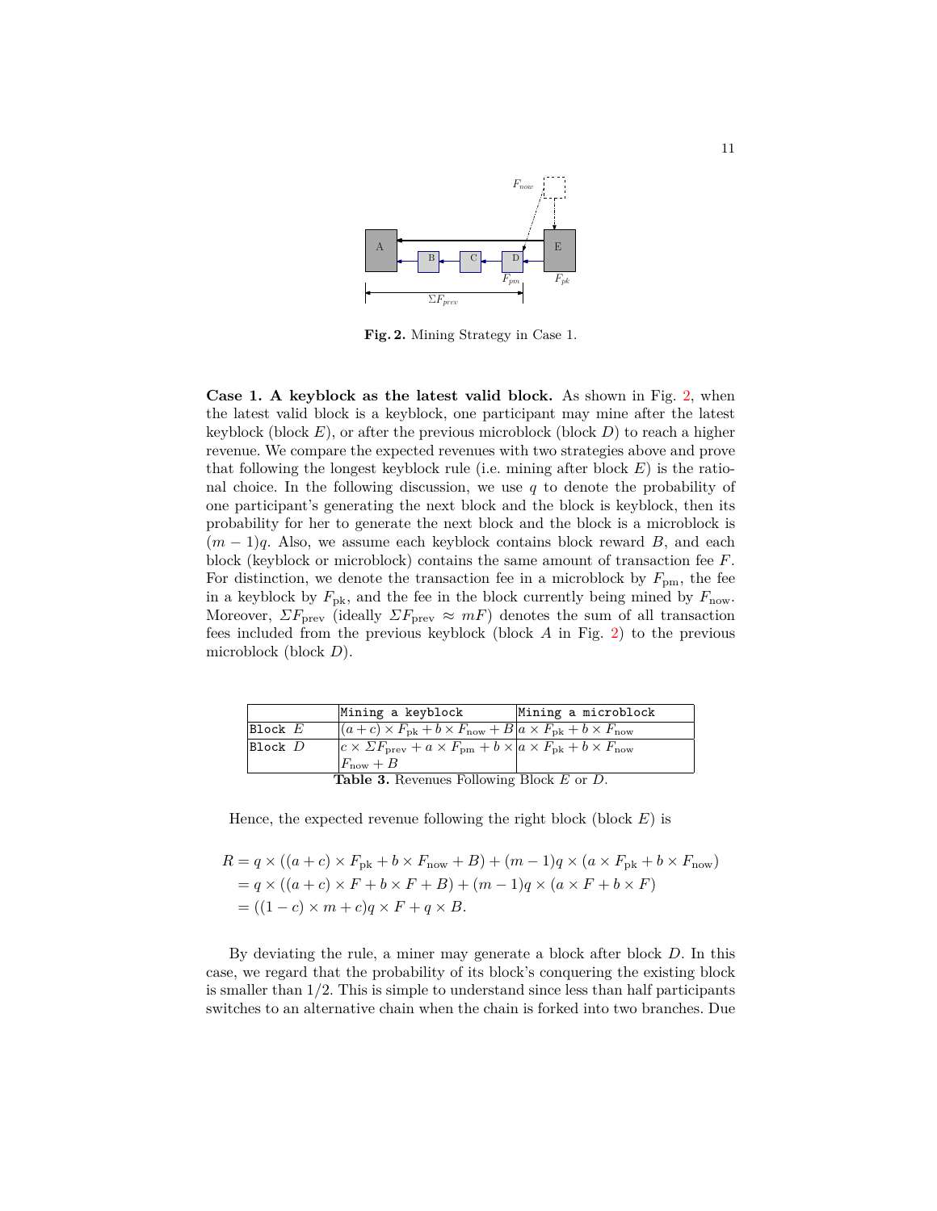Fig. 2. Mining Strategy in Case 1.

**Case 1. A keyblock as the latest valid block.** As shown in Fig. 2, when the latest valid block is a keyblock, one participant may mine after the latest keyblock (block $E$), or after the previous microblock (block $D$) to reach a higher revenue. We compare the expected revenues with two strategies above and prove that following the longest keyblock rule (i.e. mining after block $E$) is the rational choice. In the following discussion, we use $q$ to denote the probability of one participant's generating the next block and the block is keyblock, then its probability for her to generate the next block and the block is a microblock is $(m-1)q$. Also, we assume each keyblock contains block reward $B$, and each block (keyblock or microblock) contains the same amount of transaction fee $F$. For distinction, we denote the transaction fee in a microblock by $F_{\text{pm}}$, the fee in a keyblock by $F_{\text{pk}}$, and the fee in the block currently being mined by $F_{\text{now}}$. Moreover, $\Sigma F_{\text{prev}}$ (ideally $\Sigma F_{\text{prev}} \approx mF$) denotes the sum of all transaction fees included from the previous keyblock (block $A$ in Fig. 2) to the previous microblock (block $D$).

| | Mining a keyblock | Mining a microblock |
|---|---|---|
| Block $E$ | $(a+c) \times F_{\text{pk}} + b \times F_{\text{now}} + B$ | $a \times F_{\text{pk}} + b \times F_{\text{now}}$ |
| Block $D$ | $c \times \Sigma F_{\text{prev}} + a \times F_{\text{pm}} + b \times F_{\text{now}} + B$ | $a \times F_{\text{pk}} + b \times F_{\text{now}}$ |

**Table 3.** Revenues Following Block $E$ or $D$.

Hence, the expected revenue following the right block (block $E$) is

$$
\begin{aligned}
R &= q \times ((a+c) \times F_{\text{pk}} + b \times F_{\text{now}} + B) + (m-1)q \times (a \times F_{\text{pk}} + b \times F_{\text{now}}) \\
&= q \times ((a+c) \times F + b \times F + B) + (m-1)q \times (a \times F + b \times F) \\
&= ((1-c) \times m + c)q \times F + q \times B.
\end{aligned}
$$

By deviating the rule, a miner may generate a block after block $D$. In this case, we regard that the probability of its block's conquering the existing block is smaller than 1/2. This is simple to understand since less than half participants switches to an alternative chain when the chain is forked into two branches. Due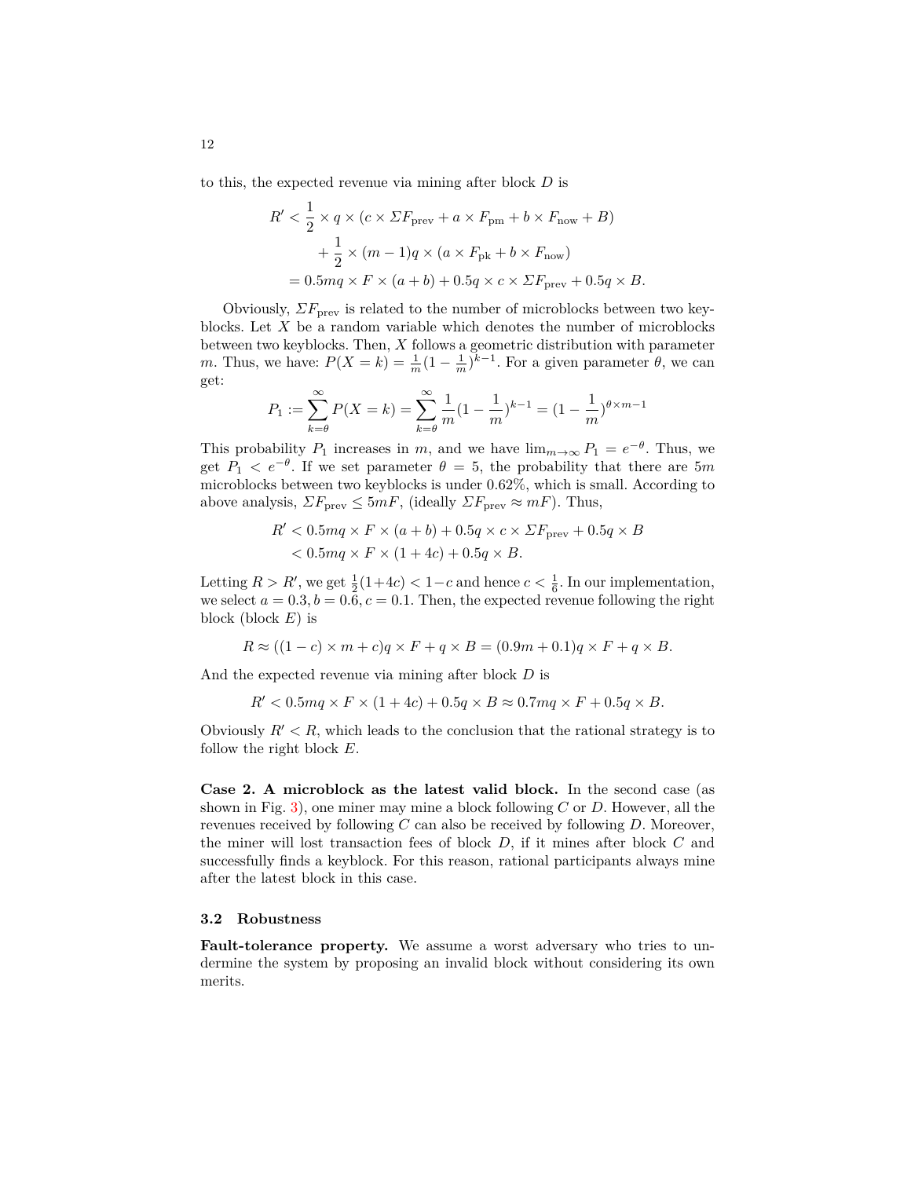to this, the expected revenue via mining after block $D$ is

$$
\begin{aligned}
R' &< \frac{1}{2} \times q \times (c \times \Sigma F_{\text{prev}} + a \times F_{\text{pm}} + b \times F_{\text{now}} + B) \\
&\quad + \frac{1}{2} \times (m-1)q \times (a \times F_{\text{pk}} + b \times F_{\text{now}}) \\
&= 0.5mq \times F \times (a+b) + 0.5q \times c \times \Sigma F_{\text{prev}} + 0.5q \times B.
\end{aligned}
$$

Obviously, $\Sigma F_{\text{prev}}$ is related to the number of microblocks between two key-blocks. Let $X$ be a random variable which denotes the number of microblocks between two keyblocks. Then, $X$ follows a geometric distribution with parameter $m$. Thus, we have: $P(X = k) = \frac{1}{m}(1 - \frac{1}{m})^{k-1}$. For a given parameter $\theta$, we can get:

$$
P_1 := \sum_{k=\theta}^{\infty} P(X = k) = \sum_{k=\theta}^{\infty} \frac{1}{m}(1 - \frac{1}{m})^{k-1} = (1 - \frac{1}{m})^{\theta \times m - 1}
$$

This probability $P_1$ increases in $m$, and we have $\lim_{m \to \infty} P_1 = e^{-\theta}$. Thus, we get $P_1 < e^{-\theta}$. If we set parameter $\theta = 5$, the probability that there are $5m$ microblocks between two keyblocks is under 0.62%, which is small. According to above analysis, $\Sigma F_{\text{prev}} \leq 5mF$, (ideally $\Sigma F_{\text{prev}} \approx mF$). Thus,

$$
\begin{aligned}
R' &< 0.5mq \times F \times (a+b) + 0.5q \times c \times \Sigma F_{\text{prev}} + 0.5q \times B \\
&< 0.5mq \times F \times (1+4c) + 0.5q \times B.
\end{aligned}
$$

Letting $R > R'$, we get $\frac{1}{2}(1+4c) < 1-c$ and hence $c < \frac{1}{6}$. In our implementation, we select $a = 0.3, b = 0.6, c = 0.1$. Then, the expected revenue following the right block (block $E$) is

$$
R \approx ((1-c) \times m + c)q \times F + q \times B = (0.9m + 0.1)q \times F + q \times B.
$$

And the expected revenue via mining after block $D$ is

$$
R' < 0.5mq \times F \times (1+4c) + 0.5q \times B \approx 0.7mq \times F + 0.5q \times B.
$$

Obviously $R' < R$, which leads to the conclusion that the rational strategy is to follow the right block $E$.

**Case 2. A microblock as the latest valid block.** In the second case (as shown in Fig. 3), one miner may mine a block following $C$ or $D$. However, all the revenues received by following $C$ can also be received by following $D$. Moreover, the miner will lost transaction fees of block $D$, if it mines after block $C$ and successfully finds a keyblock. For this reason, rational participants always mine after the latest block in this case.

### 3.2 Robustness

**Fault-tolerance property.** We assume a worst adversary who tries to undermine the system by proposing an invalid block without considering its own merits.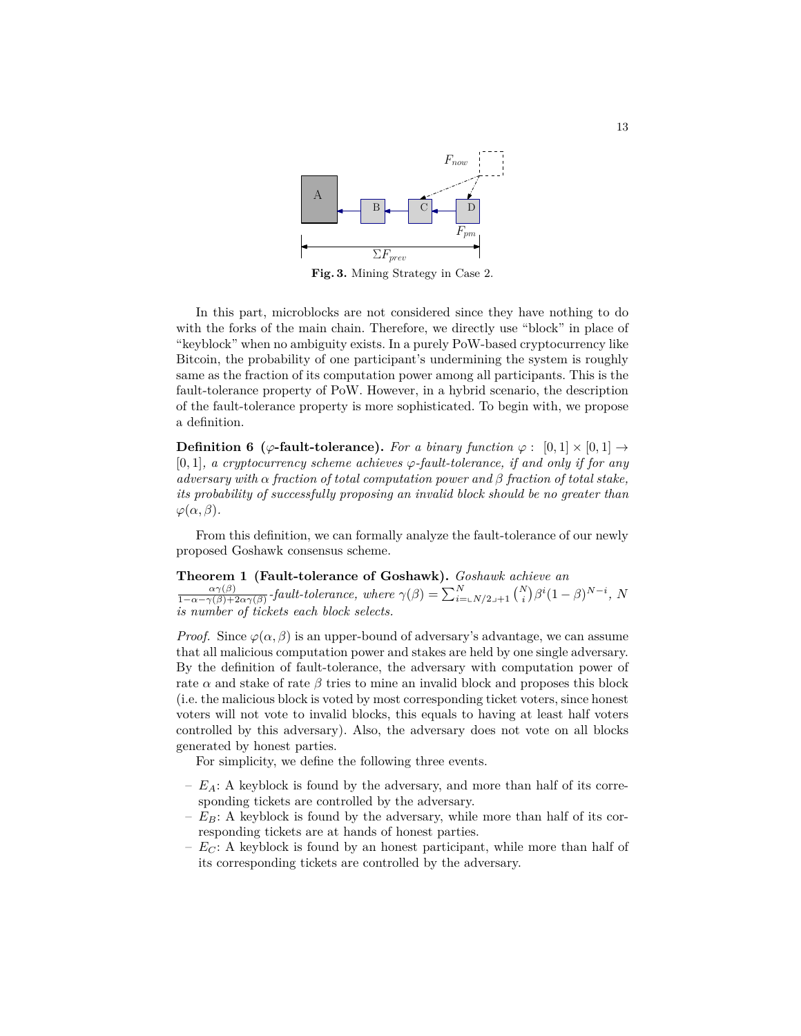Fig. 3. Mining Strategy in Case 2.

In this part, microblocks are not considered since they have nothing to do with the forks of the main chain. Therefore, we directly use "block" in place of "keyblock" when no ambiguity exists. In a purely PoW-based cryptocurrency like Bitcoin, the probability of one participant's undermining the system is roughly same as the fraction of its computation power among all participants. This is the fault-tolerance property of PoW. However, in a hybrid scenario, the description of the fault-tolerance property is more sophisticated. To begin with, we propose a definition.

**Definition 6 ($\varphi$-fault-tolerance).** *For a binary function $\varphi : [0,1] \times [0,1] \to [0,1]$, a cryptocurrency scheme achieves $\varphi$-fault-tolerance, if and only if for any adversary with $\alpha$ fraction of total computation power and $\beta$ fraction of total stake, its probability of successfully proposing an invalid block should be no greater than $\varphi(\alpha, \beta)$.*

From this definition, we can formally analyze the fault-tolerance of our newly proposed Goshawk consensus scheme.

**Theorem 1 (Fault-tolerance of Goshawk).** *Goshawk achieve an $\frac{\alpha\gamma(\beta)}{1-\alpha-\gamma(\beta)+2\alpha\gamma(\beta)}$-fault-tolerance, where $\gamma(\beta) = \sum_{i=\llcorner N/2 \lrcorner+1}^{N} \binom{N}{i} \beta^i (1-\beta)^{N-i}$, $N$ is number of tickets each block selects.*

*Proof.* Since $\varphi(\alpha, \beta)$ is an upper-bound of adversary's advantage, we can assume that all malicious computation power and stakes are held by one single adversary. By the definition of fault-tolerance, the adversary with computation power of rate $\alpha$ and stake of rate $\beta$ tries to mine an invalid block and proposes this block (i.e. the malicious block is voted by most corresponding ticket voters, since honest voters will not vote to invalid blocks, this equals to having at least half voters controlled by this adversary). Also, the adversary does not vote on all blocks generated by honest parties.

For simplicity, we define the following three events.

- $E_A$: A keyblock is found by the adversary, and more than half of its corresponding tickets are controlled by the adversary.
- $E_B$: A keyblock is found by the adversary, while more than half of its corresponding tickets are at hands of honest parties.
- $E_C$: A keyblock is found by an honest participant, while more than half of its corresponding tickets are controlled by the adversary.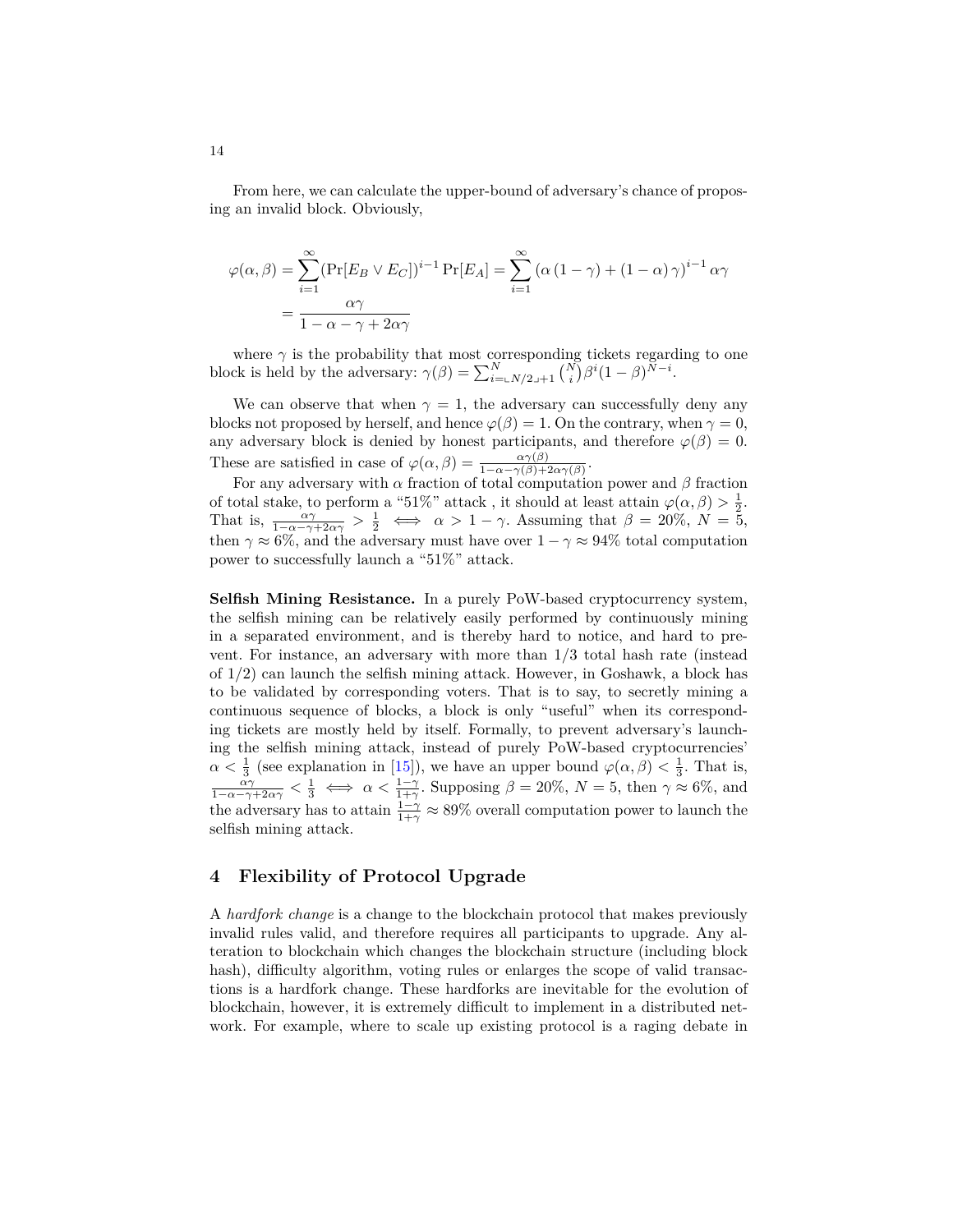From here, we can calculate the upper-bound of adversary's chance of proposing an invalid block. Obviously,

$$\varphi(\alpha, \beta) = \sum_{i=1}^{\infty} (\Pr[E_B \vee E_C])^{i-1} \Pr[E_A] = \sum_{i=1}^{\infty} (\alpha (1-\gamma) + (1-\alpha)\gamma)^{i-1} \alpha\gamma$$
$$= \frac{\alpha\gamma}{1 - \alpha - \gamma + 2\alpha\gamma}$$

where $\gamma$ is the probability that most corresponding tickets regarding to one block is held by the adversary: $\gamma(\beta) = \sum_{i=\llcorner N/2 \lrcorner+1}^{N} \binom{N}{i} \beta^i (1-\beta)^{N-i}$.

We can observe that when $\gamma = 1$, the adversary can successfully deny any blocks not proposed by herself, and hence $\varphi(\beta) = 1$. On the contrary, when $\gamma = 0$, any adversary block is denied by honest participants, and therefore $\varphi(\beta) = 0$. These are satisfied in case of $\varphi(\alpha, \beta) = \frac{\alpha\gamma(\beta)}{1-\alpha-\gamma(\beta)+2\alpha\gamma(\beta)}$.

For any adversary with $\alpha$ fraction of total computation power and $\beta$ fraction of total stake, to perform a "51%" attack , it should at least attain $\varphi(\alpha, \beta) > \frac{1}{2}$. That is, $\frac{\alpha\gamma}{1-\alpha-\gamma+2\alpha\gamma} > \frac{1}{2} \iff \alpha > 1 - \gamma$. Assuming that $\beta = 20\%$, $N = 5$, then $\gamma \approx 6\%$, and the adversary must have over $1 - \gamma \approx 94\%$ total computation power to successfully launch a "51%" attack.

**Selfish Mining Resistance.** In a purely PoW-based cryptocurrency system, the selfish mining can be relatively easily performed by continuously mining in a separated environment, and is thereby hard to notice, and hard to prevent. For instance, an adversary with more than 1/3 total hash rate (instead of 1/2) can launch the selfish mining attack. However, in Goshawk, a block has to be validated by corresponding voters. That is to say, to secretly mining a continuous sequence of blocks, a block is only "useful" when its corresponding tickets are mostly held by itself. Formally, to prevent adversary's launching the selfish mining attack, instead of purely PoW-based cryptocurrencies' $\alpha < \frac{1}{3}$ (see explanation in [15]), we have an upper bound $\varphi(\alpha, \beta) < \frac{1}{3}$. That is, $\frac{\alpha\gamma}{1-\alpha-\gamma+2\alpha\gamma} < \frac{1}{3} \iff \alpha < \frac{1-\gamma}{1+\gamma}$. Supposing $\beta = 20\%$, $N = 5$, then $\gamma \approx 6\%$, and the adversary has to attain $\frac{1-\gamma}{1+\gamma} \approx 89\%$ overall computation power to launch the selfish mining attack.

## 4 Flexibility of Protocol Upgrade

A *hardfork change* is a change to the blockchain protocol that makes previously invalid rules valid, and therefore requires all participants to upgrade. Any alteration to blockchain which changes the blockchain structure (including block hash), difficulty algorithm, voting rules or enlarges the scope of valid transactions is a hardfork change. These hardforks are inevitable for the evolution of blockchain, however, it is extremely difficult to implement in a distributed network. For example, where to scale up existing protocol is a raging debate in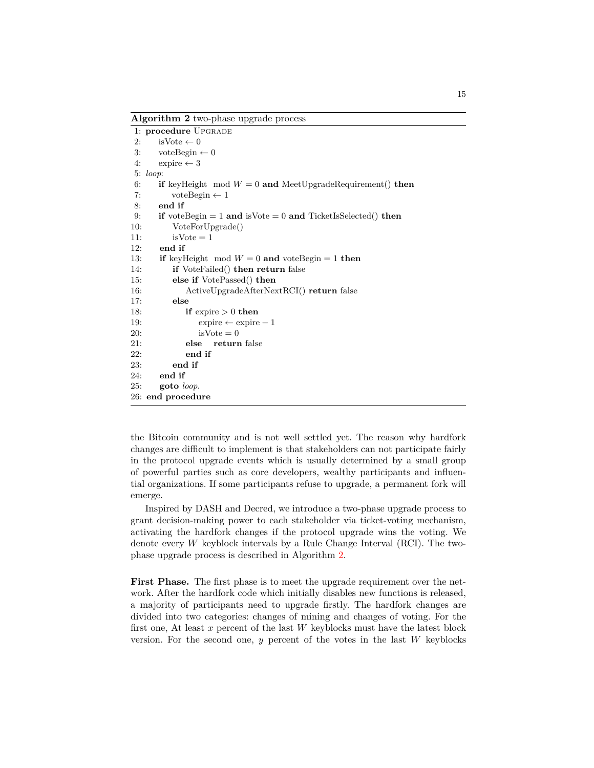**Algorithm 2** two-phase upgrade process

```
 1: procedure UPGRADE
 2:     isVote ← 0
 3:     voteBegin ← 0
 4:     expire ← 3
 5: loop:
 6:     if keyHeight mod W = 0 and MeetUpgradeRequirement() then
 7:         voteBegin ← 1
 8:     end if
 9:     if voteBegin = 1 and isVote = 0 and TicketIsSelected() then
10:         VoteForUpgrade()
11:         isVote = 1
12:     end if
13:     if keyHeight mod W = 0 and voteBegin = 1 then
14:         if VoteFailed() then return false
15:         else if VotePassed() then
16:             ActiveUpgradeAfterNextRCI() return false
17:         else
18:             if expire > 0 then
19:                 expire ← expire − 1
20:                 isVote = 0
21:             else    return false
22:             end if
23:         end if
24:     end if
25:     goto loop.
26: end procedure
```

the Bitcoin community and is not well settled yet. The reason why hardfork changes are difficult to implement is that stakeholders can not participate fairly in the protocol upgrade events which is usually determined by a small group of powerful parties such as core developers, wealthy participants and influential organizations. If some participants refuse to upgrade, a permanent fork will emerge.

Inspired by DASH and Decred, we introduce a two-phase upgrade process to grant decision-making power to each stakeholder via ticket-voting mechanism, activating the hardfork changes if the protocol upgrade wins the voting. We denote every $W$ keyblock intervals by a Rule Change Interval (RCI). The two-phase upgrade process is described in Algorithm 2.

**First Phase.** The first phase is to meet the upgrade requirement over the network. After the hardfork code which initially disables new functions is released, a majority of participants need to upgrade firstly. The hardfork changes are divided into two categories: changes of mining and changes of voting. For the first one, At least $x$ percent of the last $W$ keyblocks must have the latest block version. For the second one, $y$ percent of the votes in the last $W$ keyblocks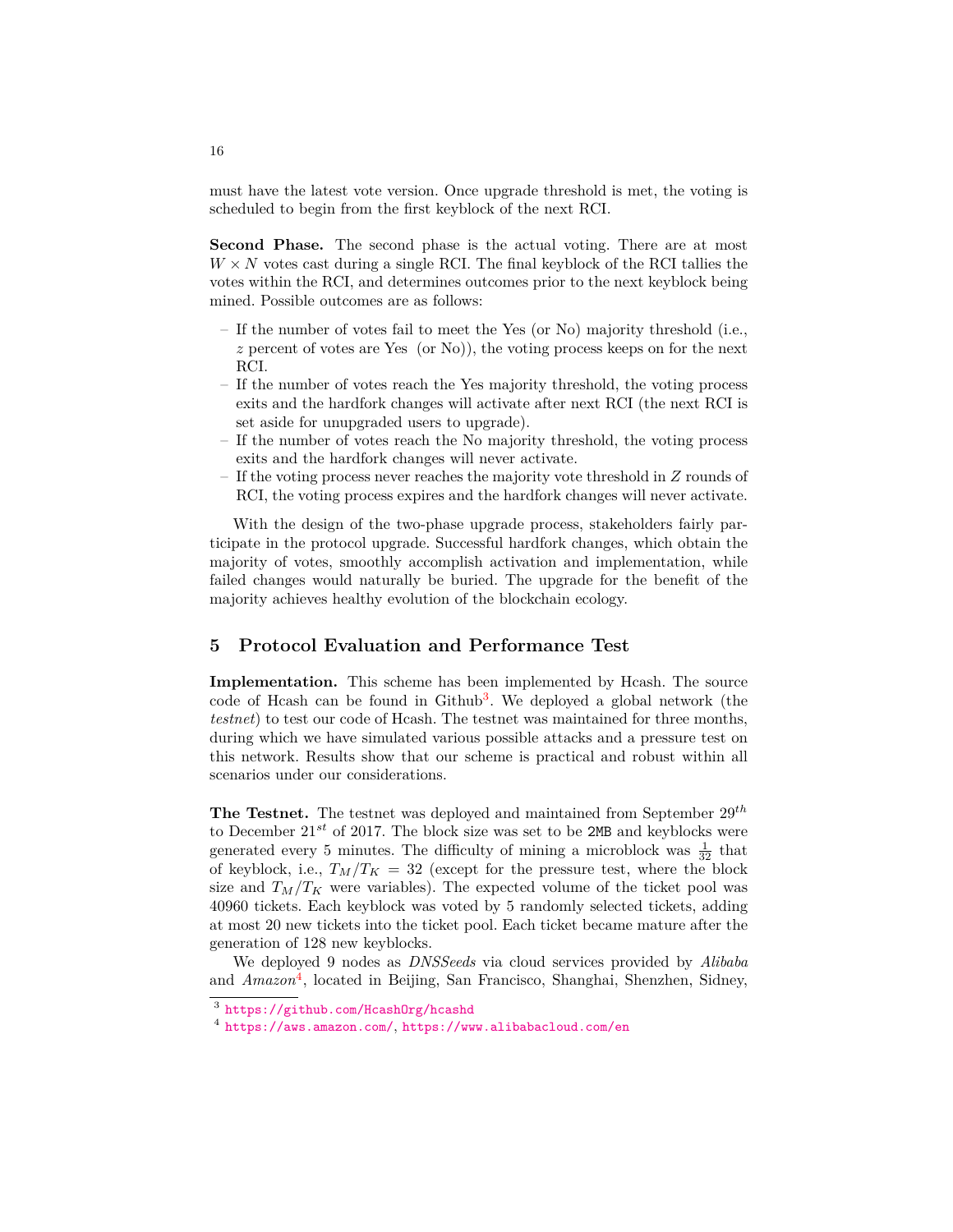must have the latest vote version. Once upgrade threshold is met, the voting is scheduled to begin from the first keyblock of the next RCI.

**Second Phase.** The second phase is the actual voting. There are at most $W \times N$ votes cast during a single RCI. The final keyblock of the RCI tallies the votes within the RCI, and determines outcomes prior to the next keyblock being mined. Possible outcomes are as follows:

- If the number of votes fail to meet the Yes (or No) majority threshold (i.e., $z$ percent of votes are Yes (or No)), the voting process keeps on for the next RCI.
- If the number of votes reach the Yes majority threshold, the voting process exits and the hardfork changes will activate after next RCI (the next RCI is set aside for unupgraded users to upgrade).
- If the number of votes reach the No majority threshold, the voting process exits and the hardfork changes will never activate.
- If the voting process never reaches the majority vote threshold in $Z$ rounds of RCI, the voting process expires and the hardfork changes will never activate.

With the design of the two-phase upgrade process, stakeholders fairly participate in the protocol upgrade. Successful hardfork changes, which obtain the majority of votes, smoothly accomplish activation and implementation, while failed changes would naturally be buried. The upgrade for the benefit of the majority achieves healthy evolution of the blockchain ecology.

## 5 Protocol Evaluation and Performance Test

**Implementation.** This scheme has been implemented by Hcash. The source code of Hcash can be found in Github[3]. We deployed a global network (the *testnet*) to test our code of Hcash. The testnet was maintained for three months, during which we have simulated various possible attacks and a pressure test on this network. Results show that our scheme is practical and robust within all scenarios under our considerations.

**The Testnet.** The testnet was deployed and maintained from September $29^{th}$ to December $21^{st}$ of 2017. The block size was set to be 2MB and keyblocks were generated every 5 minutes. The difficulty of mining a microblock was $\frac{1}{32}$ that of keyblock, i.e., $T_M/T_K = 32$ (except for the pressure test, where the block size and $T_M/T_K$ were variables). The expected volume of the ticket pool was 40960 tickets. Each keyblock was voted by 5 randomly selected tickets, adding at most 20 new tickets into the ticket pool. Each ticket became mature after the generation of 128 new keyblocks.

We deployed 9 nodes as *DNSSeeds* via cloud services provided by *Alibaba* and *Amazon*[4], located in Beijing, San Francisco, Shanghai, Shenzhen, Sidney,

[3] https://github.com/HcashOrg/hcashd

[4] https://aws.amazon.com/, https://www.alibabacloud.com/en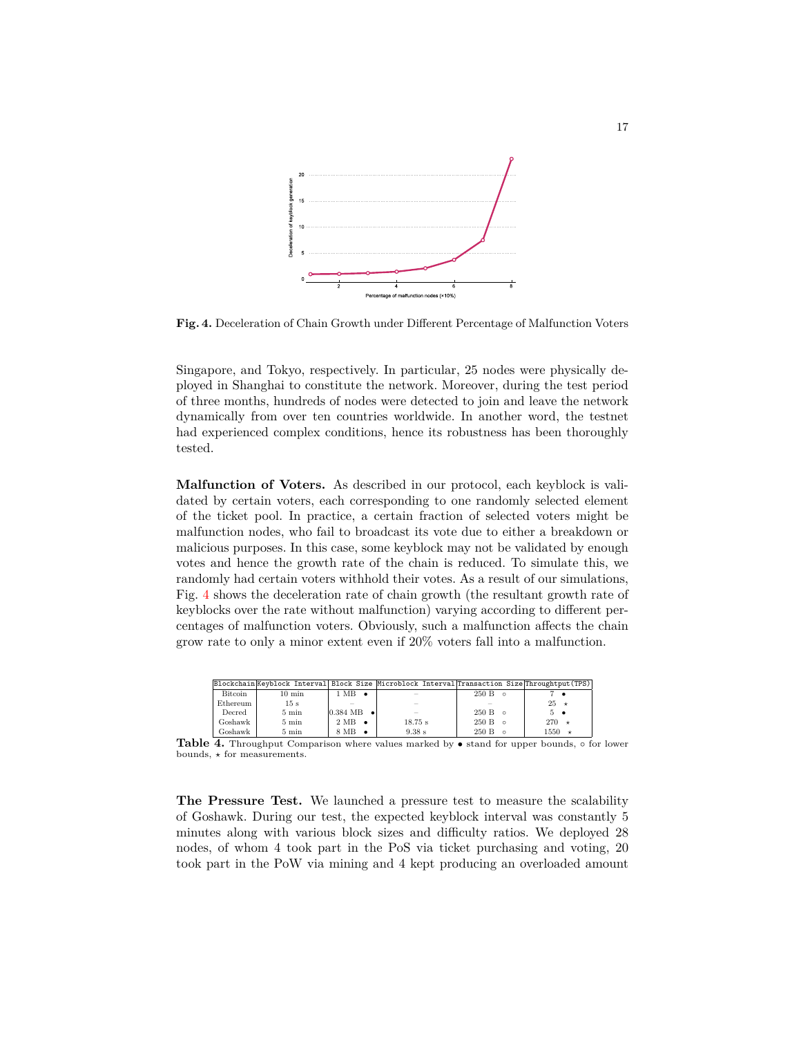Fig. 4. Deceleration of Chain Growth under Different Percentage of Malfunction Voters

Singapore, and Tokyo, respectively. In particular, 25 nodes were physically deployed in Shanghai to constitute the network. Moreover, during the test period of three months, hundreds of nodes were detected to join and leave the network dynamically from over ten countries worldwide. In another word, the testnet had experienced complex conditions, hence its robustness has been thoroughly tested.

**Malfunction of Voters.** As described in our protocol, each keyblock is validated by certain voters, each corresponding to one randomly selected element of the ticket pool. In practice, a certain fraction of selected voters might be malfunction nodes, who fail to broadcast its vote due to either a breakdown or malicious purposes. In this case, some keyblock may not be validated by enough votes and hence the growth rate of the chain is reduced. To simulate this, we randomly had certain voters withhold their votes. As a result of our simulations, Fig. 4 shows the deceleration rate of chain growth (the resultant growth rate of keyblocks over the rate without malfunction) varying according to different percentages of malfunction voters. Obviously, such a malfunction affects the chain grow rate to only a minor extent even if 20% voters fall into a malfunction.

| Blockchain | Keyblock Interval | Block Size | Microblock Interval | Transaction Size | Throughput(TPS) |
|---|---|---|---|---|---|
| Bitcoin | 10 min | 1 MB • | – | 250 B ∘ | 7 • |
| Ethereum | 15 s | – | – | – | 25 ⋆ |
| Decred | 5 min | 0.384 MB • | – | 250 B ∘ | 5 • |
| Goshawk | 5 min | 2 MB • | 18.75 s | 250 B ∘ | 270 ⋆ |
| Goshawk | 5 min | 8 MB • | 9.38 s | 250 B ∘ | 1550 ⋆ |

**Table 4.** Throughput Comparison where values marked by • stand for upper bounds, ∘ for lower bounds, ⋆ for measurements.

**The Pressure Test.** We launched a pressure test to measure the scalability of Goshawk. During our test, the expected keyblock interval was constantly 5 minutes along with various block sizes and difficulty ratios. We deployed 28 nodes, of whom 4 took part in the PoS via ticket purchasing and voting, 20 took part in the PoW via mining and 4 kept producing an overloaded amount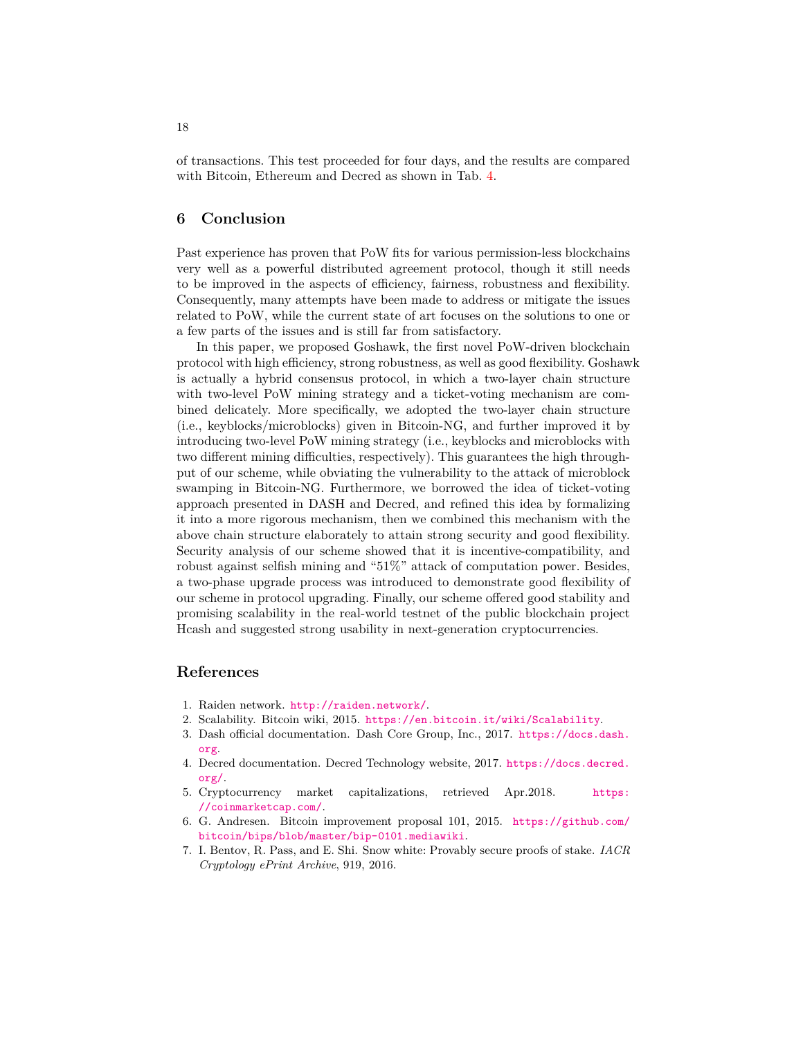of transactions. This test proceeded for four days, and the results are compared with Bitcoin, Ethereum and Decred as shown in Tab. 4.

## 6 Conclusion

Past experience has proven that PoW fits for various permission-less blockchains very well as a powerful distributed agreement protocol, though it still needs to be improved in the aspects of efficiency, fairness, robustness and flexibility. Consequently, many attempts have been made to address or mitigate the issues related to PoW, while the current state of art focuses on the solutions to one or a few parts of the issues and is still far from satisfactory.

In this paper, we proposed Goshawk, the first novel PoW-driven blockchain protocol with high efficiency, strong robustness, as well as good flexibility. Goshawk is actually a hybrid consensus protocol, in which a two-layer chain structure with two-level PoW mining strategy and a ticket-voting mechanism are combined delicately. More specifically, we adopted the two-layer chain structure (i.e., keyblocks/microblocks) given in Bitcoin-NG, and further improved it by introducing two-level PoW mining strategy (i.e., keyblocks and microblocks with two different mining difficulties, respectively). This guarantees the high throughput of our scheme, while obviating the vulnerability to the attack of microblock swamping in Bitcoin-NG. Furthermore, we borrowed the idea of ticket-voting approach presented in DASH and Decred, and refined this idea by formalizing it into a more rigorous mechanism, then we combined this mechanism with the above chain structure elaborately to attain strong security and good flexibility. Security analysis of our scheme showed that it is incentive-compatibility, and robust against selfish mining and "51%" attack of computation power. Besides, a two-phase upgrade process was introduced to demonstrate good flexibility of our scheme in protocol upgrading. Finally, our scheme offered good stability and promising scalability in the real-world testnet of the public blockchain project Hcash and suggested strong usability in next-generation cryptocurrencies.

## References

1. Raiden network. http://raiden.network/.
2. Scalability. Bitcoin wiki, 2015. https://en.bitcoin.it/wiki/Scalability.
3. Dash official documentation. Dash Core Group, Inc., 2017. https://docs.dash.org.
4. Decred documentation. Decred Technology website, 2017. https://docs.decred.org/.
5. Cryptocurrency market capitalizations, retrieved Apr.2018. https://coinmarketcap.com/.
6. G. Andresen. Bitcoin improvement proposal 101, 2015. https://github.com/bitcoin/bips/blob/master/bip-0101.mediawiki.
7. I. Bentov, R. Pass, and E. Shi. Snow white: Provably secure proofs of stake. *IACR Cryptology ePrint Archive*, 919, 2016.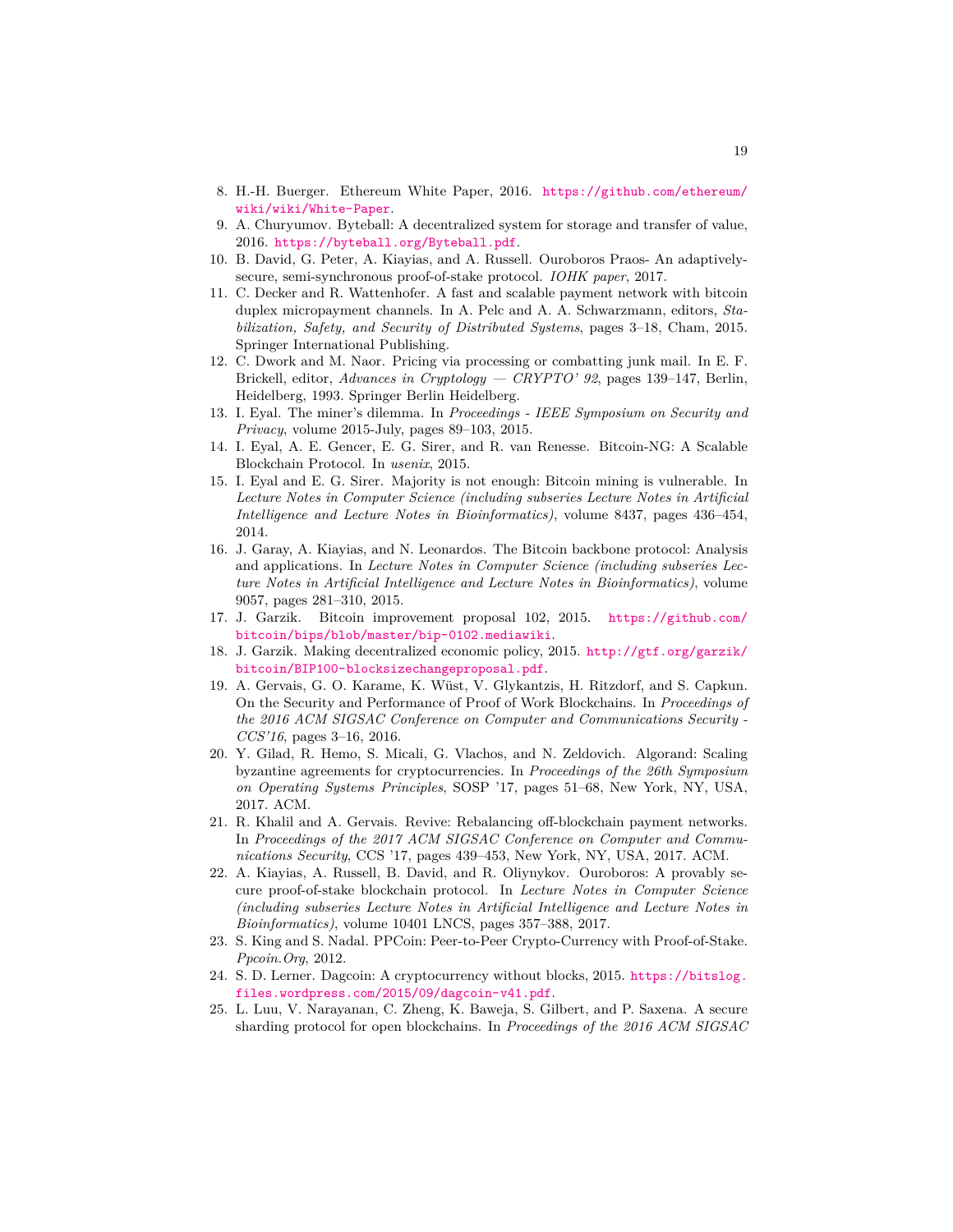8. H.-H. Buerger. Ethereum White Paper, 2016. https://github.com/ethereum/wiki/wiki/White-Paper.
9. A. Churyumov. Byteball: A decentralized system for storage and transfer of value, 2016. https://byteball.org/Byteball.pdf.
10. B. David, G. Peter, A. Kiayias, and A. Russell. Ouroboros Praos- An adaptively-secure, semi-synchronous proof-of-stake protocol. *IOHK paper*, 2017.
11. C. Decker and R. Wattenhofer. A fast and scalable payment network with bitcoin duplex micropayment channels. In A. Pelc and A. A. Schwarzmann, editors, *Stabilization, Safety, and Security of Distributed Systems*, pages 3–18, Cham, 2015. Springer International Publishing.
12. C. Dwork and M. Naor. Pricing via processing or combatting junk mail. In E. F. Brickell, editor, *Advances in Cryptology — CRYPTO' 92*, pages 139–147, Berlin, Heidelberg, 1993. Springer Berlin Heidelberg.
13. I. Eyal. The miner's dilemma. In *Proceedings - IEEE Symposium on Security and Privacy*, volume 2015-July, pages 89–103, 2015.
14. I. Eyal, A. E. Gencer, E. G. Sirer, and R. van Renesse. Bitcoin-NG: A Scalable Blockchain Protocol. In *usenix*, 2015.
15. I. Eyal and E. G. Sirer. Majority is not enough: Bitcoin mining is vulnerable. In *Lecture Notes in Computer Science (including subseries Lecture Notes in Artificial Intelligence and Lecture Notes in Bioinformatics)*, volume 8437, pages 436–454, 2014.
16. J. Garay, A. Kiayias, and N. Leonardos. The Bitcoin backbone protocol: Analysis and applications. In *Lecture Notes in Computer Science (including subseries Lecture Notes in Artificial Intelligence and Lecture Notes in Bioinformatics)*, volume 9057, pages 281–310, 2015.
17. J. Garzik. Bitcoin improvement proposal 102, 2015. https://github.com/bitcoin/bips/blob/master/bip-0102.mediawiki.
18. J. Garzik. Making decentralized economic policy, 2015. http://gtf.org/garzik/bitcoin/BIP100-blocksizechangeproposal.pdf.
19. A. Gervais, G. O. Karame, K. Wüst, V. Glykantzis, H. Ritzdorf, and S. Capkun. On the Security and Performance of Proof of Work Blockchains. In *Proceedings of the 2016 ACM SIGSAC Conference on Computer and Communications Security - CCS'16*, pages 3–16, 2016.
20. Y. Gilad, R. Hemo, S. Micali, G. Vlachos, and N. Zeldovich. Algorand: Scaling byzantine agreements for cryptocurrencies. In *Proceedings of the 26th Symposium on Operating Systems Principles*, SOSP '17, pages 51–68, New York, NY, USA, 2017. ACM.
21. R. Khalil and A. Gervais. Revive: Rebalancing off-blockchain payment networks. In *Proceedings of the 2017 ACM SIGSAC Conference on Computer and Communications Security*, CCS '17, pages 439–453, New York, NY, USA, 2017. ACM.
22. A. Kiayias, A. Russell, B. David, and R. Oliynykov. Ouroboros: A provably secure proof-of-stake blockchain protocol. In *Lecture Notes in Computer Science (including subseries Lecture Notes in Artificial Intelligence and Lecture Notes in Bioinformatics)*, volume 10401 LNCS, pages 357–388, 2017.
23. S. King and S. Nadal. PPCoin: Peer-to-Peer Crypto-Currency with Proof-of-Stake. *Ppcoin.Org*, 2012.
24. S. D. Lerner. Dagcoin: A cryptocurrency without blocks, 2015. https://bitslog.files.wordpress.com/2015/09/dagcoin-v41.pdf.
25. L. Luu, V. Narayanan, C. Zheng, K. Baweja, S. Gilbert, and P. Saxena. A secure sharding protocol for open blockchains. In *Proceedings of the 2016 ACM SIGSAC*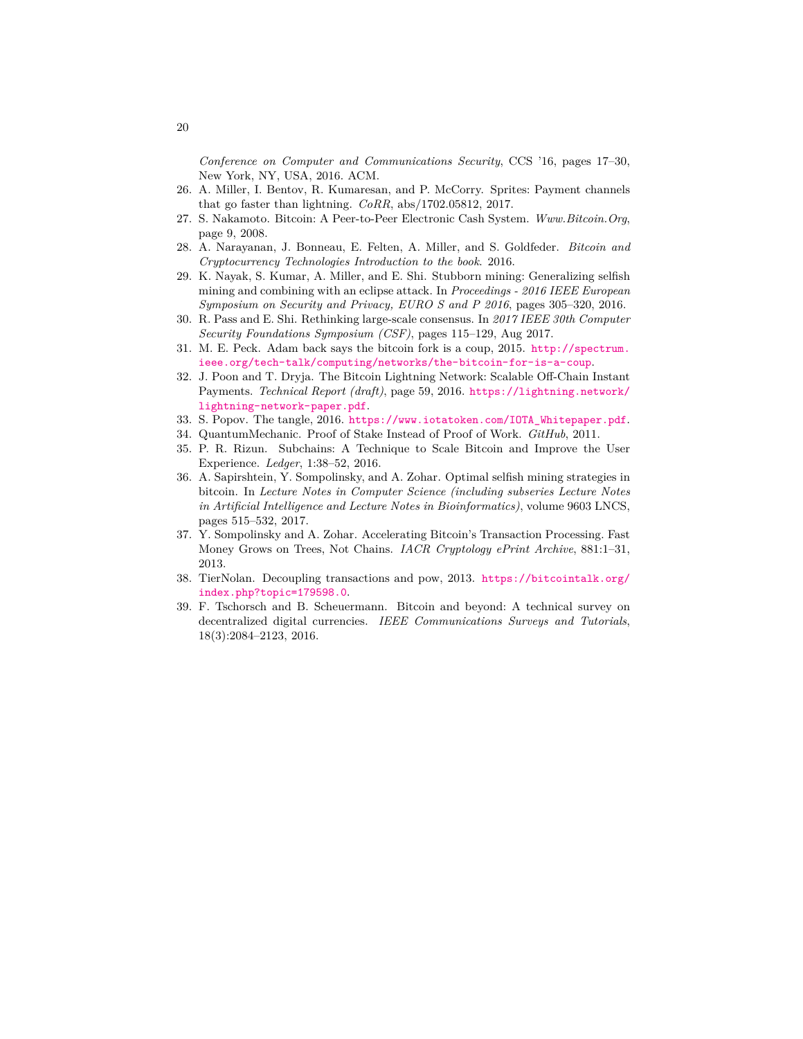Conference on Computer and Communications Security*, CCS '16, pages 17–30, New York, NY, USA, 2016. ACM.

26. A. Miller, I. Bentov, R. Kumaresan, and P. McCorry. Sprites: Payment channels that go faster than lightning. *CoRR*, abs/1702.05812, 2017.
27. S. Nakamoto. Bitcoin: A Peer-to-Peer Electronic Cash System. *Www.Bitcoin.Org*, page 9, 2008.
28. A. Narayanan, J. Bonneau, E. Felten, A. Miller, and S. Goldfeder. *Bitcoin and Cryptocurrency Technologies Introduction to the book*. 2016.
29. K. Nayak, S. Kumar, A. Miller, and E. Shi. Stubborn mining: Generalizing selfish mining and combining with an eclipse attack. In *Proceedings - 2016 IEEE European Symposium on Security and Privacy, EURO S and P 2016*, pages 305–320, 2016.
30. R. Pass and E. Shi. Rethinking large-scale consensus. In *2017 IEEE 30th Computer Security Foundations Symposium (CSF)*, pages 115–129, Aug 2017.
31. M. E. Peck. Adam back says the bitcoin fork is a coup, 2015. http://spectrum.ieee.org/tech-talk/computing/networks/the-bitcoin-for-is-a-coup.
32. J. Poon and T. Dryja. The Bitcoin Lightning Network: Scalable Off-Chain Instant Payments. *Technical Report (draft)*, page 59, 2016. https://lightning.network/lightning-network-paper.pdf.
33. S. Popov. The tangle, 2016. https://www.iotatoken.com/IOTA_Whitepaper.pdf.
34. QuantumMechanic. Proof of Stake Instead of Proof of Work. *GitHub*, 2011.
35. P. R. Rizun. Subchains: A Technique to Scale Bitcoin and Improve the User Experience. *Ledger*, 1:38–52, 2016.
36. A. Sapirshtein, Y. Sompolinsky, and A. Zohar. Optimal selfish mining strategies in bitcoin. In *Lecture Notes in Computer Science (including subseries Lecture Notes in Artificial Intelligence and Lecture Notes in Bioinformatics)*, volume 9603 LNCS, pages 515–532, 2017.
37. Y. Sompolinsky and A. Zohar. Accelerating Bitcoin's Transaction Processing. Fast Money Grows on Trees, Not Chains. *IACR Cryptology ePrint Archive*, 881:1–31, 2013.
38. TierNolan. Decoupling transactions and pow, 2013. https://bitcointalk.org/index.php?topic=179598.0.
39. F. Tschorsch and B. Scheuermann. Bitcoin and beyond: A technical survey on decentralized digital currencies. *IEEE Communications Surveys and Tutorials*, 18(3):2084–2123, 2016.